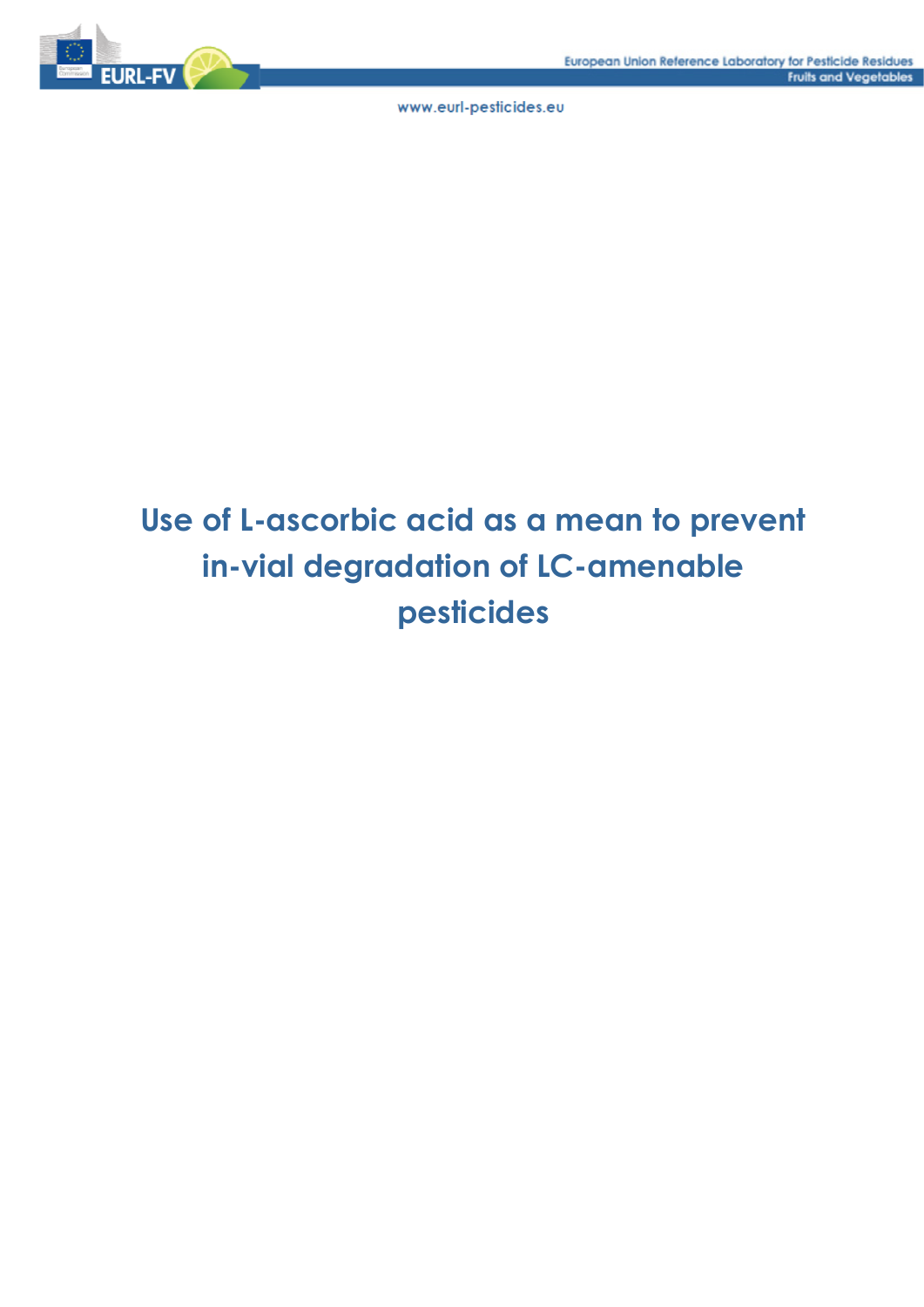# Use of L-ascorbic acid as a mean to prevent in-vial degradation of LC-amenable pesticides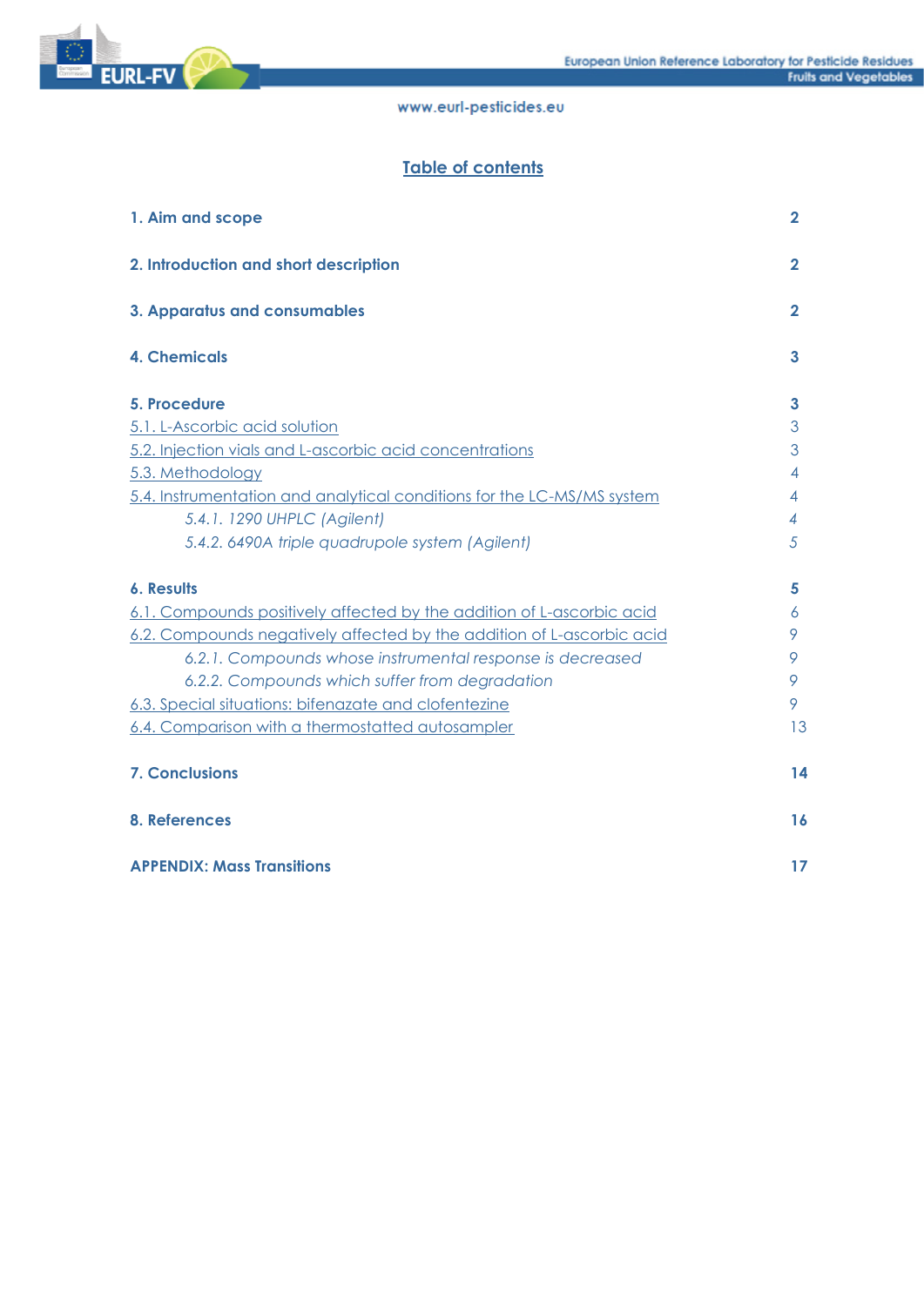## Table of contents

| | |
|---|---|
| **1. Aim and scope** | **2** |
| **2. Introduction and short description** | **2** |
| **3. Apparatus and consumables** | **2** |
| **4. Chemicals** | **3** |
| **5. Procedure** | **3** |
| 5.1. L-Ascorbic acid solution | 3 |
| 5.2. Injection vials and L-ascorbic acid concentrations | 3 |
| 5.3. Methodology | 4 |
| 5.4. Instrumentation and analytical conditions for the LC-MS/MS system | 4 |
| *5.4.1. 1290 UHPLC (Agilent)* | *4* |
| *5.4.2. 6490A triple quadrupole system (Agilent)* | *5* |
| **6. Results** | **5** |
| 6.1. Compounds positively affected by the addition of L-ascorbic acid | 6 |
| 6.2. Compounds negatively affected by the addition of L-ascorbic acid | 9 |
| *6.2.1. Compounds whose instrumental response is decreased* | *9* |
| *6.2.2. Compounds which suffer from degradation* | *9* |
| 6.3. Special situations: bifenazate and clofentezine | 9 |
| 6.4. Comparison with a thermostatted autosampler | 13 |
| **7. Conclusions** | **14** |
| **8. References** | **16** |
| **APPENDIX: Mass Transitions** | **17** |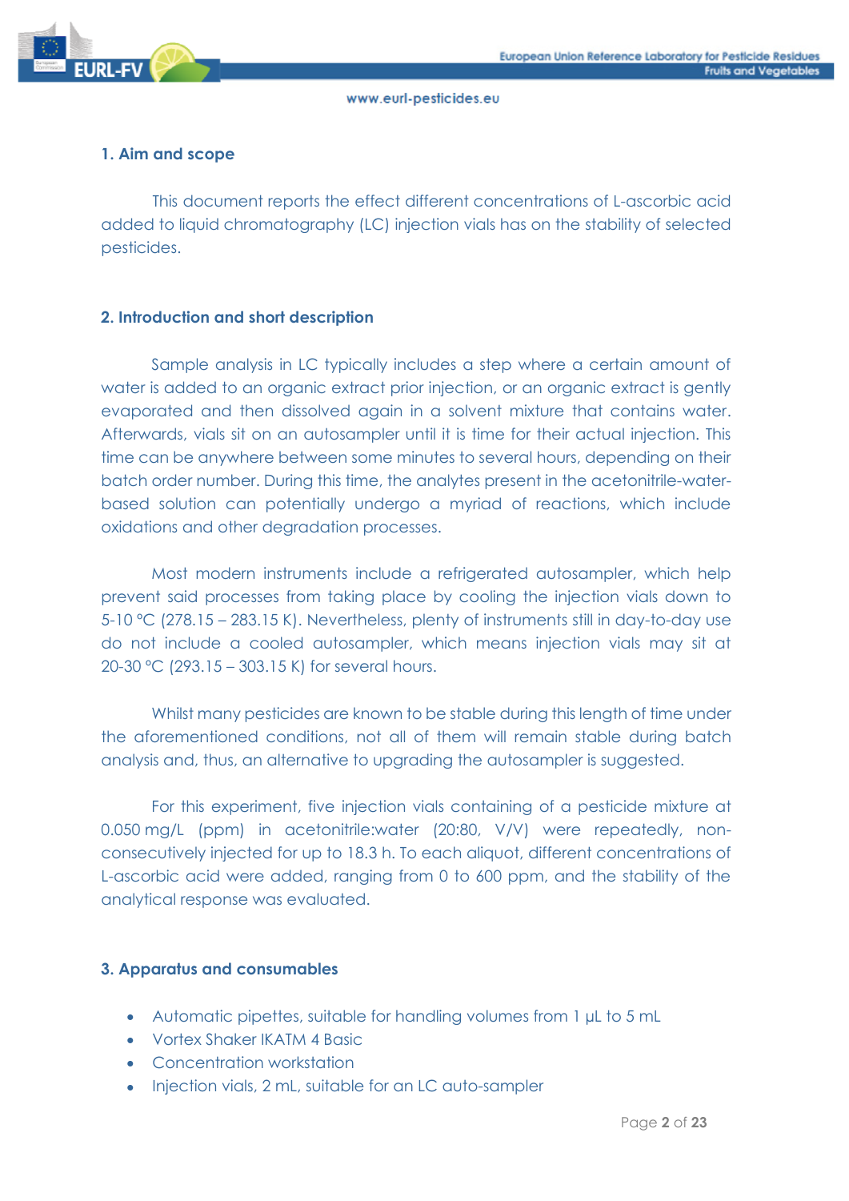## 1. Aim and scope

This document reports the effect different concentrations of L-ascorbic acid added to liquid chromatography (LC) injection vials has on the stability of selected pesticides.

## 2. Introduction and short description

Sample analysis in LC typically includes a step where a certain amount of water is added to an organic extract prior injection, or an organic extract is gently evaporated and then dissolved again in a solvent mixture that contains water. Afterwards, vials sit on an autosampler until it is time for their actual injection. This time can be anywhere between some minutes to several hours, depending on their batch order number. During this time, the analytes present in the acetonitrile-water-based solution can potentially undergo a myriad of reactions, which include oxidations and other degradation processes.

Most modern instruments include a refrigerated autosampler, which help prevent said processes from taking place by cooling the injection vials down to 5-10 °C (278.15 – 283.15 K). Nevertheless, plenty of instruments still in day-to-day use do not include a cooled autosampler, which means injection vials may sit at 20-30 °C (293.15 – 303.15 K) for several hours.

Whilst many pesticides are known to be stable during this length of time under the aforementioned conditions, not all of them will remain stable during batch analysis and, thus, an alternative to upgrading the autosampler is suggested.

For this experiment, five injection vials containing of a pesticide mixture at 0.050 mg/L (ppm) in acetonitrile:water (20:80, V/V) were repeatedly, non-consecutively injected for up to 18.3 h. To each aliquot, different concentrations of L-ascorbic acid were added, ranging from 0 to 600 ppm, and the stability of the analytical response was evaluated.

## 3. Apparatus and consumables

- Automatic pipettes, suitable for handling volumes from 1 µL to 5 mL
- Vortex Shaker IKATM 4 Basic
- Concentration workstation
- Injection vials, 2 mL, suitable for an LC auto-sampler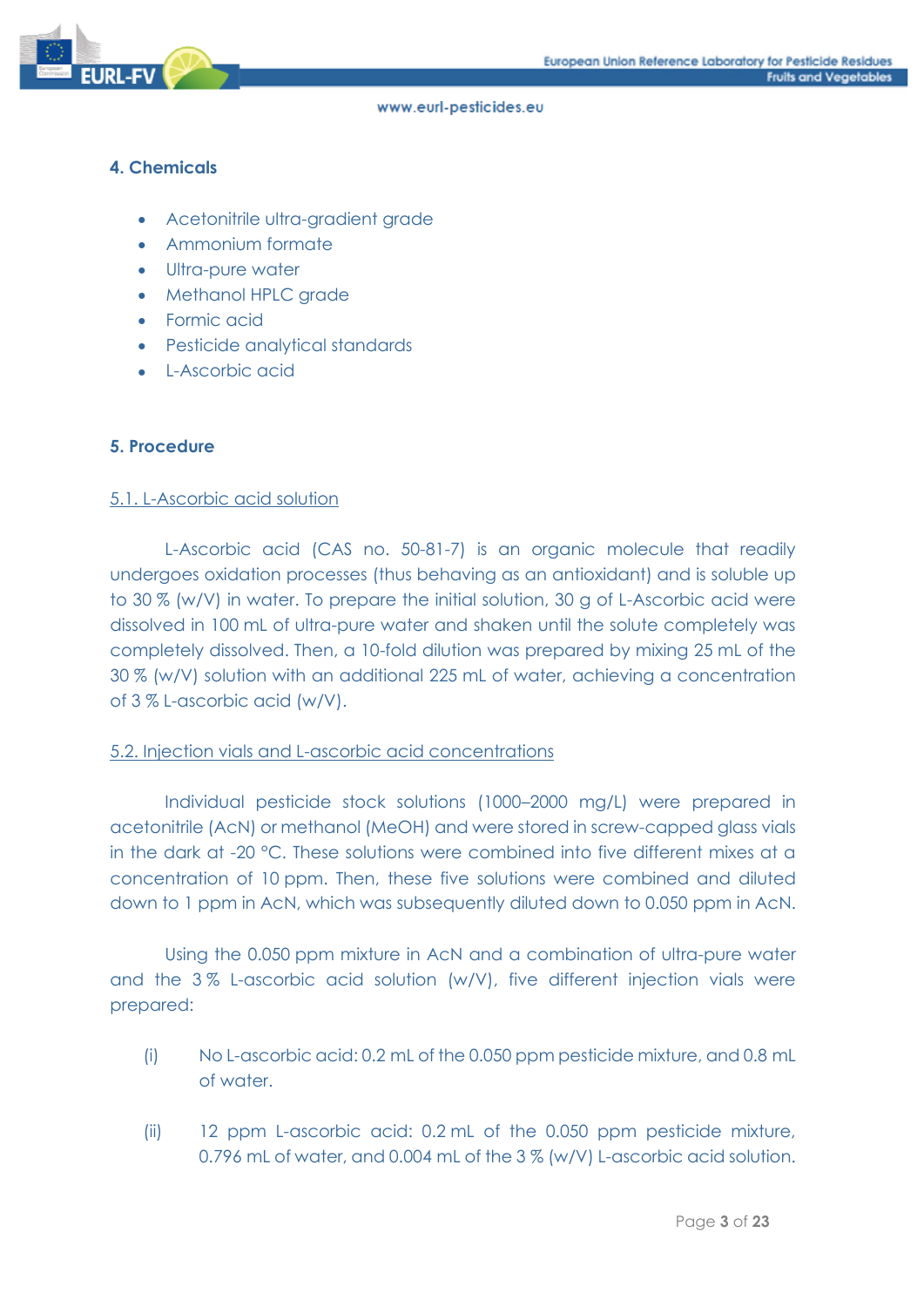## 4. Chemicals

- Acetonitrile ultra-gradient grade
- Ammonium formate
- Ultra-pure water
- Methanol HPLC grade
- Formic acid
- Pesticide analytical standards
- L-Ascorbic acid

## 5. Procedure

### 5.1. L-Ascorbic acid solution

L-Ascorbic acid (CAS no. 50-81-7) is an organic molecule that readily undergoes oxidation processes (thus behaving as an antioxidant) and is soluble up to 30 % (w/V) in water. To prepare the initial solution, 30 g of L-Ascorbic acid were dissolved in 100 mL of ultra-pure water and shaken until the solute completely was completely dissolved. Then, a 10-fold dilution was prepared by mixing 25 mL of the 30 % (w/V) solution with an additional 225 mL of water, achieving a concentration of 3 % L-ascorbic acid (w/V).

### 5.2. Injection vials and L-ascorbic acid concentrations

Individual pesticide stock solutions (1000–2000 mg/L) were prepared in acetonitrile (AcN) or methanol (MeOH) and were stored in screw-capped glass vials in the dark at -20 °C. These solutions were combined into five different mixes at a concentration of 10 ppm. Then, these five solutions were combined and diluted down to 1 ppm in AcN, which was subsequently diluted down to 0.050 ppm in AcN.

Using the 0.050 ppm mixture in AcN and a combination of ultra-pure water and the 3 % L-ascorbic acid solution (w/V), five different injection vials were prepared:

(i) No L-ascorbic acid: 0.2 mL of the 0.050 ppm pesticide mixture, and 0.8 mL of water.

(ii) 12 ppm L-ascorbic acid: 0.2 mL of the 0.050 ppm pesticide mixture, 0.796 mL of water, and 0.004 mL of the 3 % (w/V) L-ascorbic acid solution.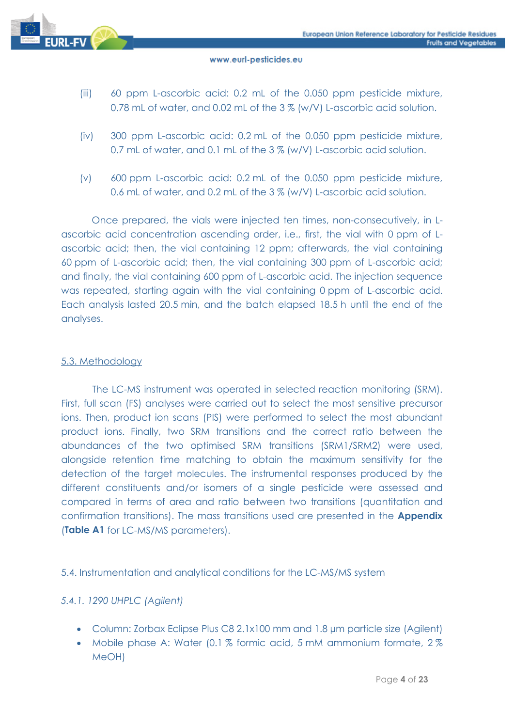(iii) 60 ppm L-ascorbic acid: 0.2 mL of the 0.050 ppm pesticide mixture, 0.78 mL of water, and 0.02 mL of the 3 % (w/V) L-ascorbic acid solution.

(iv) 300 ppm L-ascorbic acid: 0.2 mL of the 0.050 ppm pesticide mixture, 0.7 mL of water, and 0.1 mL of the 3 % (w/V) L-ascorbic acid solution.

(v) 600 ppm L-ascorbic acid: 0.2 mL of the 0.050 ppm pesticide mixture, 0.6 mL of water, and 0.2 mL of the 3 % (w/V) L-ascorbic acid solution.

Once prepared, the vials were injected ten times, non-consecutively, in L-ascorbic acid concentration ascending order, i.e., first, the vial with 0 ppm of L-ascorbic acid; then, the vial containing 12 ppm; afterwards, the vial containing 60 ppm of L-ascorbic acid; then, the vial containing 300 ppm of L-ascorbic acid; and finally, the vial containing 600 ppm of L-ascorbic acid. The injection sequence was repeated, starting again with the vial containing 0 ppm of L-ascorbic acid. Each analysis lasted 20.5 min, and the batch elapsed 18.5 h until the end of the analyses.

## 5.3. Methodology

The LC-MS instrument was operated in selected reaction monitoring (SRM). First, full scan (FS) analyses were carried out to select the most sensitive precursor ions. Then, product ion scans (PIS) were performed to select the most abundant product ions. Finally, two SRM transitions and the correct ratio between the abundances of the two optimised SRM transitions (SRM1/SRM2) were used, alongside retention time matching to obtain the maximum sensitivity for the detection of the target molecules. The instrumental responses produced by the different constituents and/or isomers of a single pesticide were assessed and compared in terms of area and ratio between two transitions (quantitation and confirmation transitions). The mass transitions used are presented in the **Appendix** (**Table A1** for LC-MS/MS parameters).

## 5.4. Instrumentation and analytical conditions for the LC-MS/MS system

### *5.4.1. 1290 UHPLC (Agilent)*

- Column: Zorbax Eclipse Plus C8 2.1x100 mm and 1.8 µm particle size (Agilent)
- Mobile phase A: Water (0.1 % formic acid, 5 mM ammonium formate, 2 % MeOH)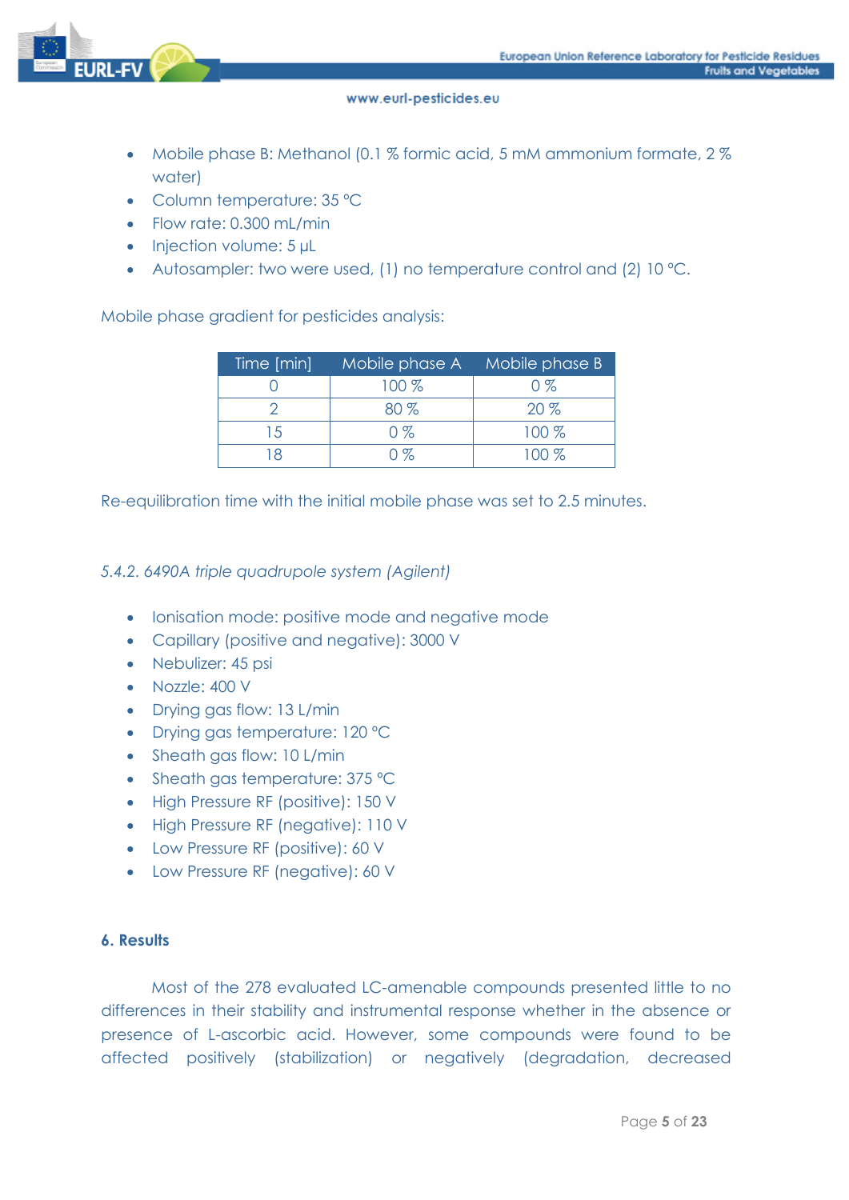- Mobile phase B: Methanol (0.1 % formic acid, 5 mM ammonium formate, 2 % water)
- Column temperature: 35 °C
- Flow rate: 0.300 mL/min
- Injection volume: 5 µL
- Autosampler: two were used, (1) no temperature control and (2) 10 °C.

Mobile phase gradient for pesticides analysis:

| Time [min] | Mobile phase A | Mobile phase B |
| --- | --- | --- |
| 0 | 100 % | 0 % |
| 2 | 80 % | 20 % |
| 15 | 0 % | 100 % |
| 18 | 0 % | 100 % |

Re-equilibration time with the initial mobile phase was set to 2.5 minutes.

*5.4.2. 6490A triple quadrupole system (Agilent)*

- Ionisation mode: positive mode and negative mode
- Capillary (positive and negative): 3000 V
- Nebulizer: 45 psi
- Nozzle: 400 V
- Drying gas flow: 13 L/min
- Drying gas temperature: 120 °C
- Sheath gas flow: 10 L/min
- Sheath gas temperature: 375 °C
- High Pressure RF (positive): 150 V
- High Pressure RF (negative): 110 V
- Low Pressure RF (positive): 60 V
- Low Pressure RF (negative): 60 V

## 6. Results

Most of the 278 evaluated LC-amenable compounds presented little to no differences in their stability and instrumental response whether in the absence or presence of L-ascorbic acid. However, some compounds were found to be affected positively (stabilization) or negatively (degradation, decreased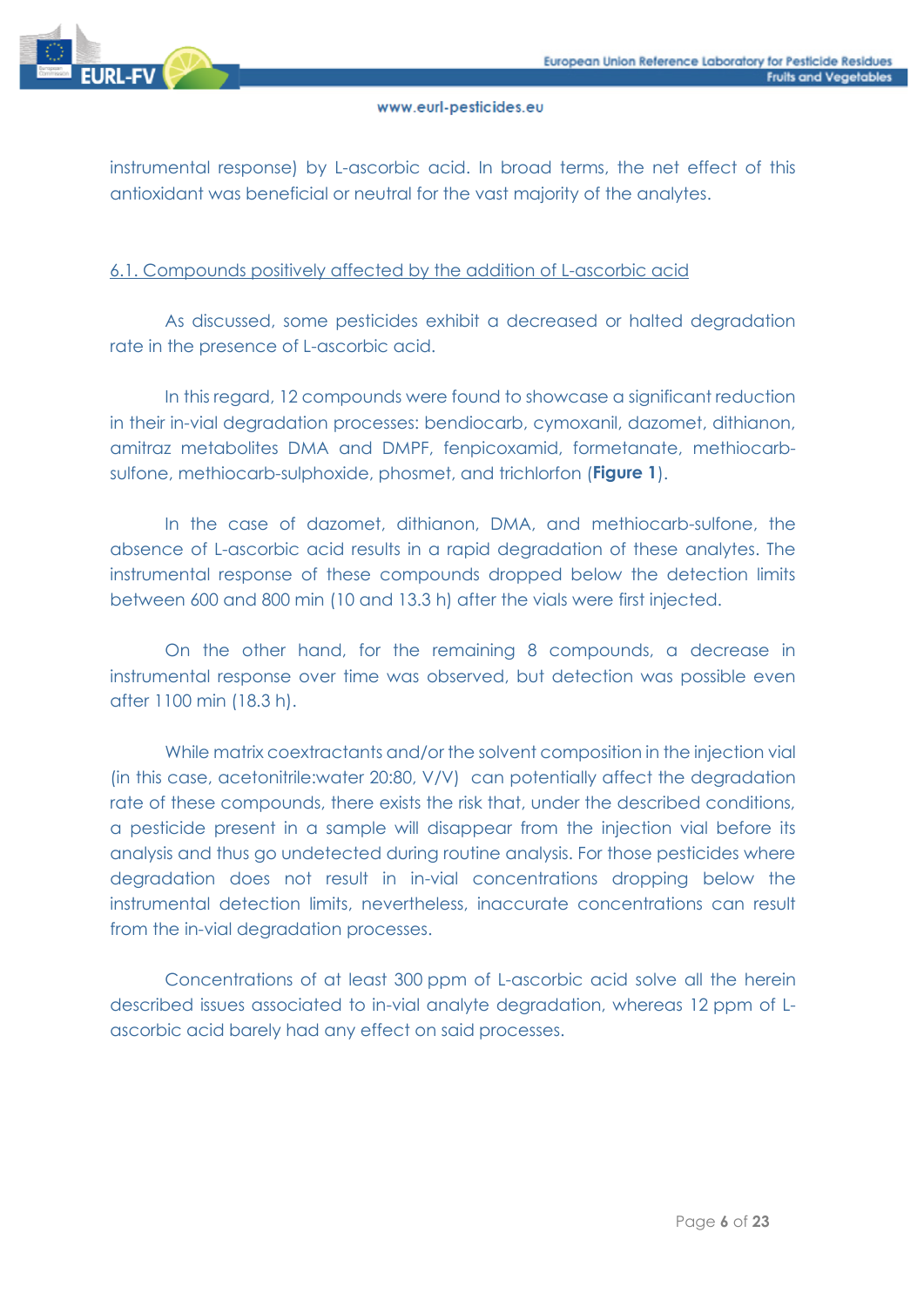instrumental response) by L-ascorbic acid. In broad terms, the net effect of this antioxidant was beneficial or neutral for the vast majority of the analytes.

### 6.1. Compounds positively affected by the addition of L-ascorbic acid

As discussed, some pesticides exhibit a decreased or halted degradation rate in the presence of L-ascorbic acid.

In this regard, 12 compounds were found to showcase a significant reduction in their in-vial degradation processes: bendiocarb, cymoxanil, dazomet, dithianon, amitraz metabolites DMA and DMPF, fenpicoxamid, formetanate, methiocarb-sulfone, methiocarb-sulphoxide, phosmet, and trichlorfon (**Figure 1**).

In the case of dazomet, dithianon, DMA, and methiocarb-sulfone, the absence of L-ascorbic acid results in a rapid degradation of these analytes. The instrumental response of these compounds dropped below the detection limits between 600 and 800 min (10 and 13.3 h) after the vials were first injected.

On the other hand, for the remaining 8 compounds, a decrease in instrumental response over time was observed, but detection was possible even after 1100 min (18.3 h).

While matrix coextractants and/or the solvent composition in the injection vial (in this case, acetonitrile:water 20:80, V/V) can potentially affect the degradation rate of these compounds, there exists the risk that, under the described conditions, a pesticide present in a sample will disappear from the injection vial before its analysis and thus go undetected during routine analysis. For those pesticides where degradation does not result in in-vial concentrations dropping below the instrumental detection limits, nevertheless, inaccurate concentrations can result from the in-vial degradation processes.

Concentrations of at least 300 ppm of L-ascorbic acid solve all the herein described issues associated to in-vial analyte degradation, whereas 12 ppm of L-ascorbic acid barely had any effect on said processes.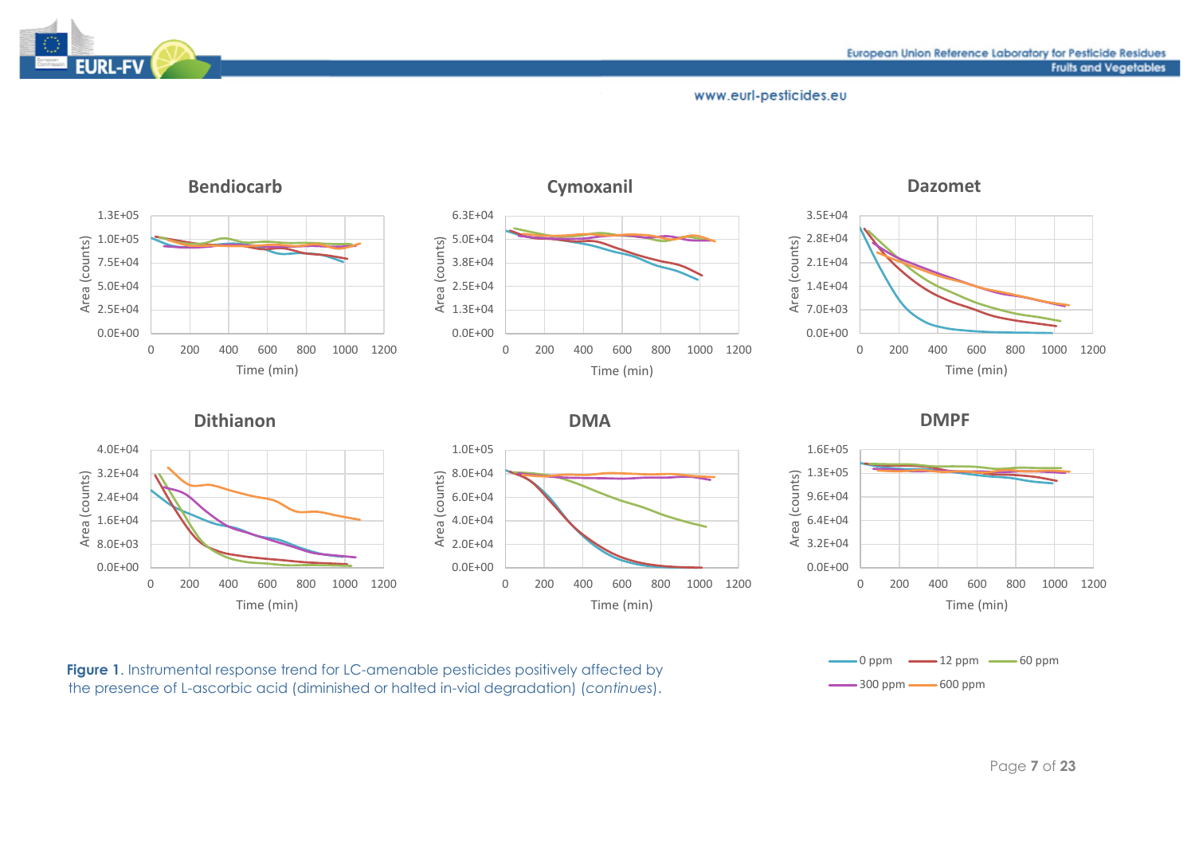**Figure 1**. Instrumental response trend for LC-amenable pesticides positively affected by the presence of L-ascorbic acid (diminished or halted in-vial degradation) (*continues*).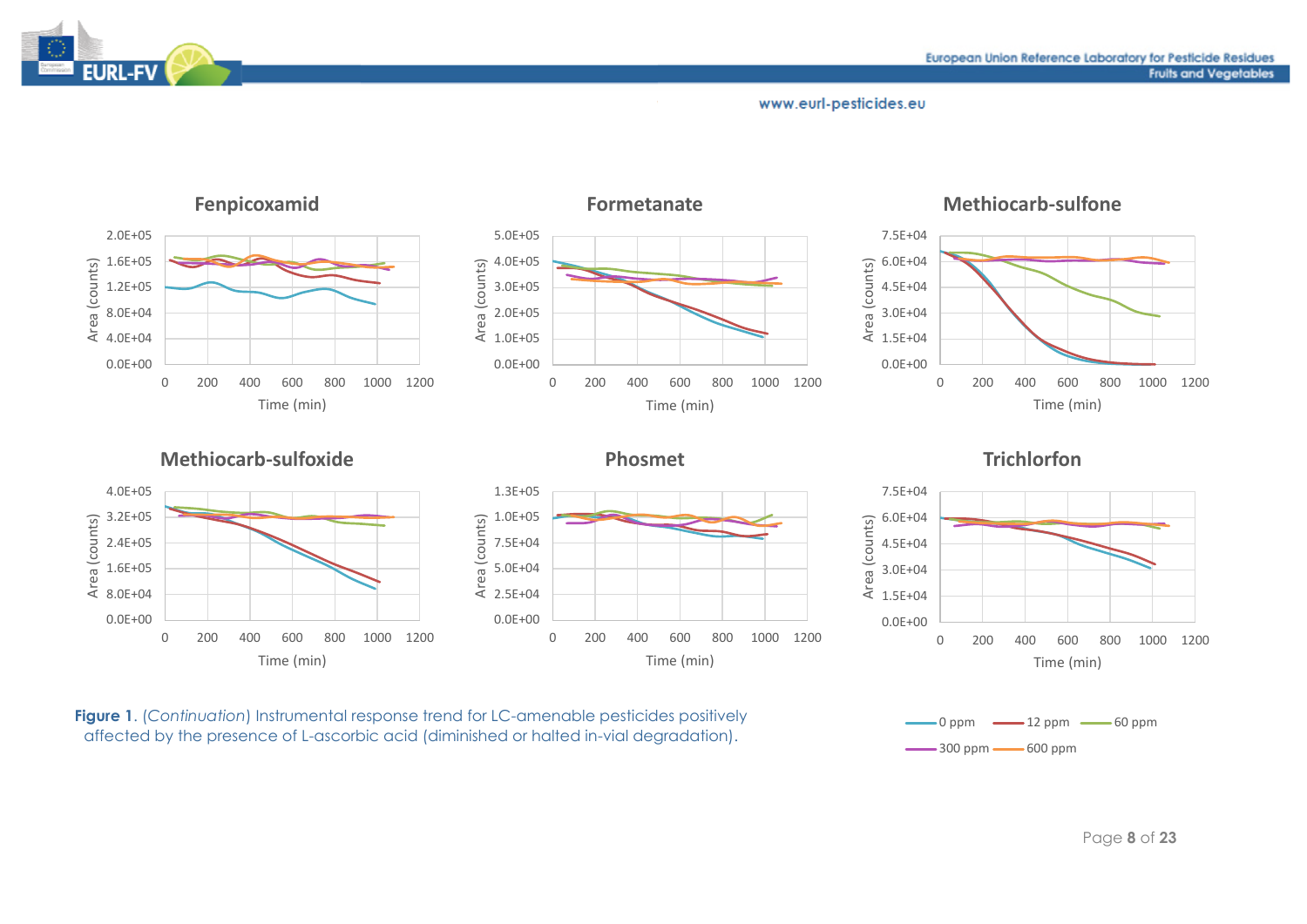**Figure 1**. (*Continuation*) Instrumental response trend for LC-amenable pesticides positively affected by the presence of L-ascorbic acid (diminished or halted in-vial degradation).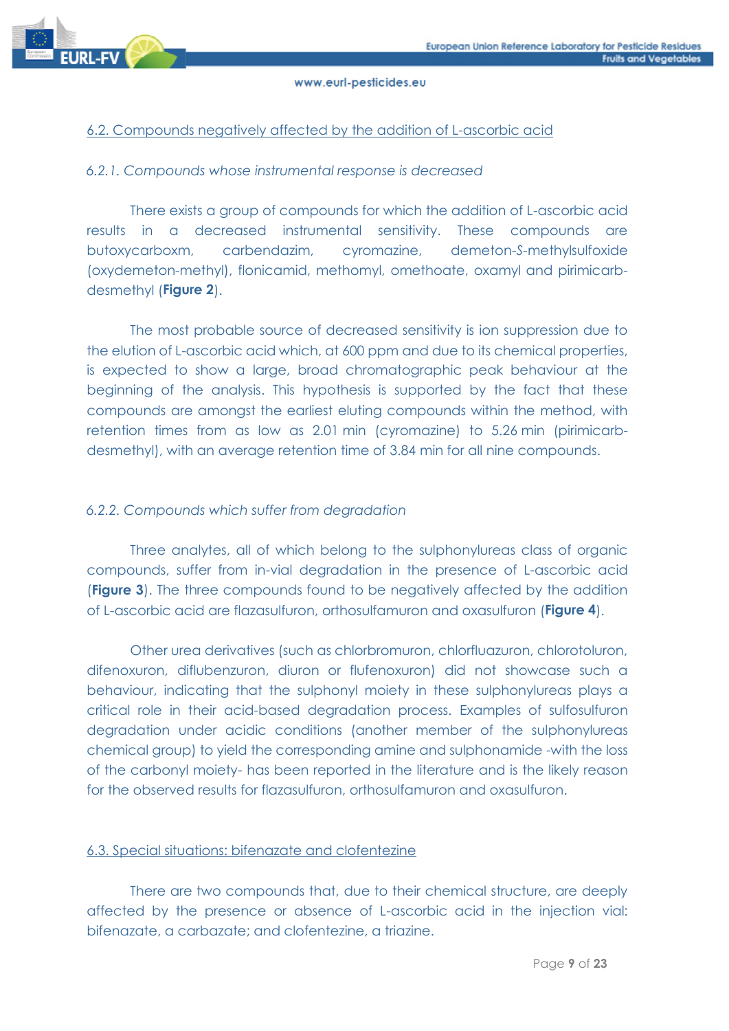## 6.2. Compounds negatively affected by the addition of L-ascorbic acid

### *6.2.1. Compounds whose instrumental response is decreased*

There exists a group of compounds for which the addition of L-ascorbic acid results in a decreased instrumental sensitivity. These compounds are butoxycarboxm, carbendazim, cyromazine, demeton-*S*-methylsulfoxide (oxydemeton-methyl), flonicamid, methomyl, omethoate, oxamyl and pirimicarb-desmethyl (**Figure 2**).

The most probable source of decreased sensitivity is ion suppression due to the elution of L-ascorbic acid which, at 600 ppm and due to its chemical properties, is expected to show a large, broad chromatographic peak behaviour at the beginning of the analysis. This hypothesis is supported by the fact that these compounds are amongst the earliest eluting compounds within the method, with retention times from as low as 2.01 min (cyromazine) to 5.26 min (pirimicarb-desmethyl), with an average retention time of 3.84 min for all nine compounds.

### *6.2.2. Compounds which suffer from degradation*

Three analytes, all of which belong to the sulphonylureas class of organic compounds, suffer from in-vial degradation in the presence of L-ascorbic acid (**Figure 3**). The three compounds found to be negatively affected by the addition of L-ascorbic acid are flazasulfuron, orthosulfamuron and oxasulfuron (**Figure 4**).

Other urea derivatives (such as chlorbromuron, chlorfluazuron, chlorotoluron, difenoxuron, diflubenzuron, diuron or flufenoxuron) did not showcase such a behaviour, indicating that the sulphonyl moiety in these sulphonylureas plays a critical role in their acid-based degradation process. Examples of sulfosulfuron degradation under acidic conditions (another member of the sulphonylureas chemical group) to yield the corresponding amine and sulphonamide -with the loss of the carbonyl moiety- has been reported in the literature and is the likely reason for the observed results for flazasulfuron, orthosulfamuron and oxasulfuron.

## 6.3. Special situations: bifenazate and clofentezine

There are two compounds that, due to their chemical structure, are deeply affected by the presence or absence of L-ascorbic acid in the injection vial: bifenazate, a carbazate; and clofentezine, a triazine.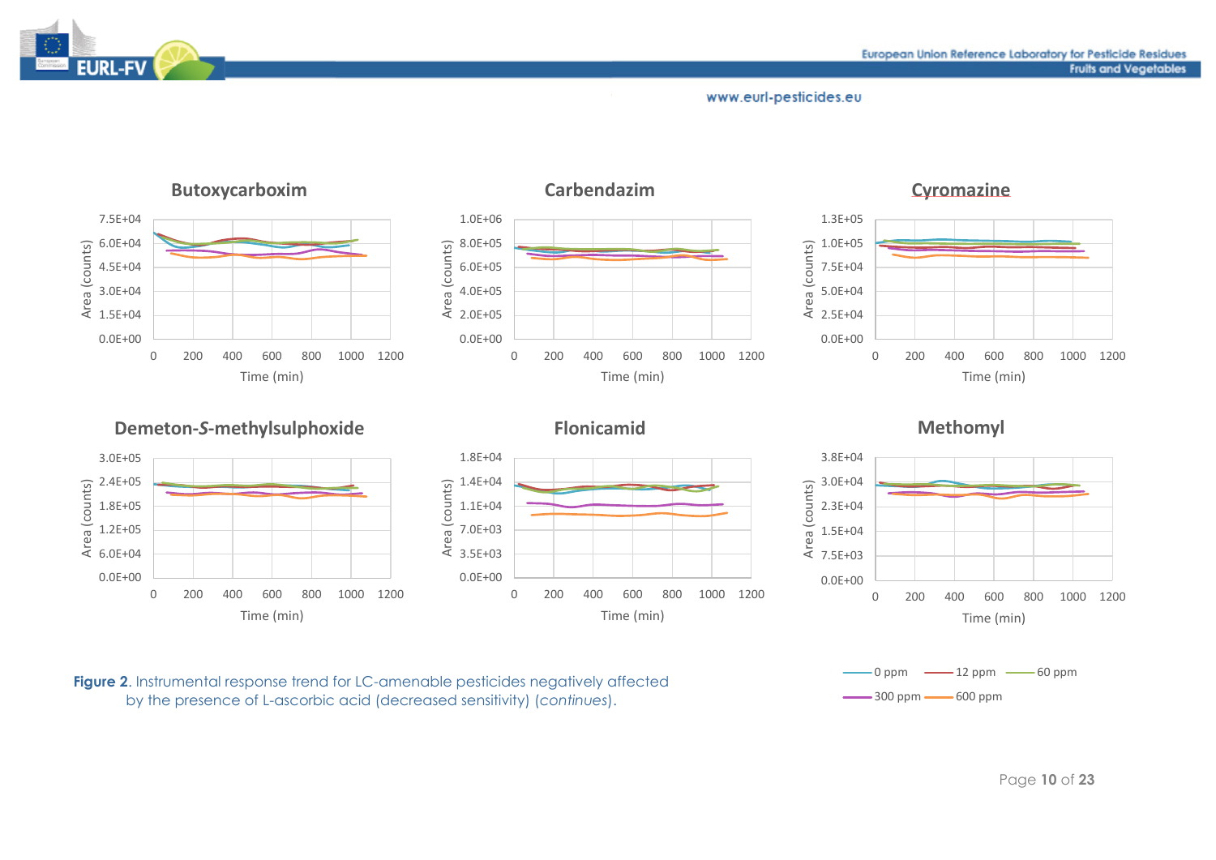**Figure 2**. Instrumental response trend for LC-amenable pesticides negatively affected by the presence of L-ascorbic acid (decreased sensitivity) (*continues*).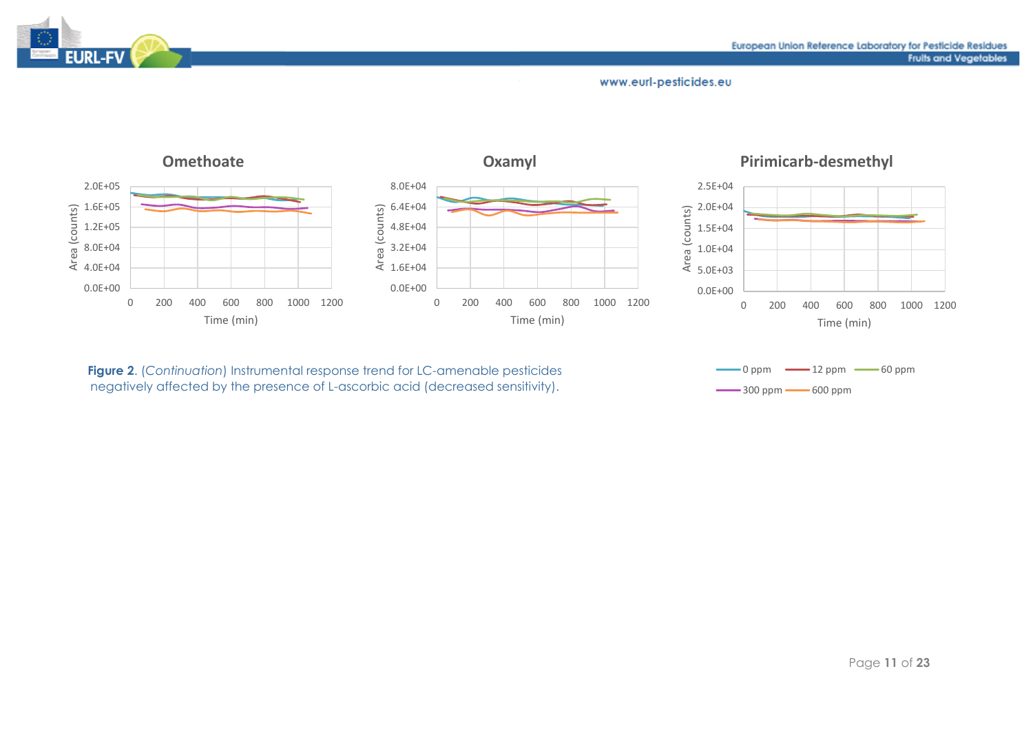**Figure 2**. (*Continuation*) Instrumental response trend for LC-amenable pesticides negatively affected by the presence of L-ascorbic acid (decreased sensitivity).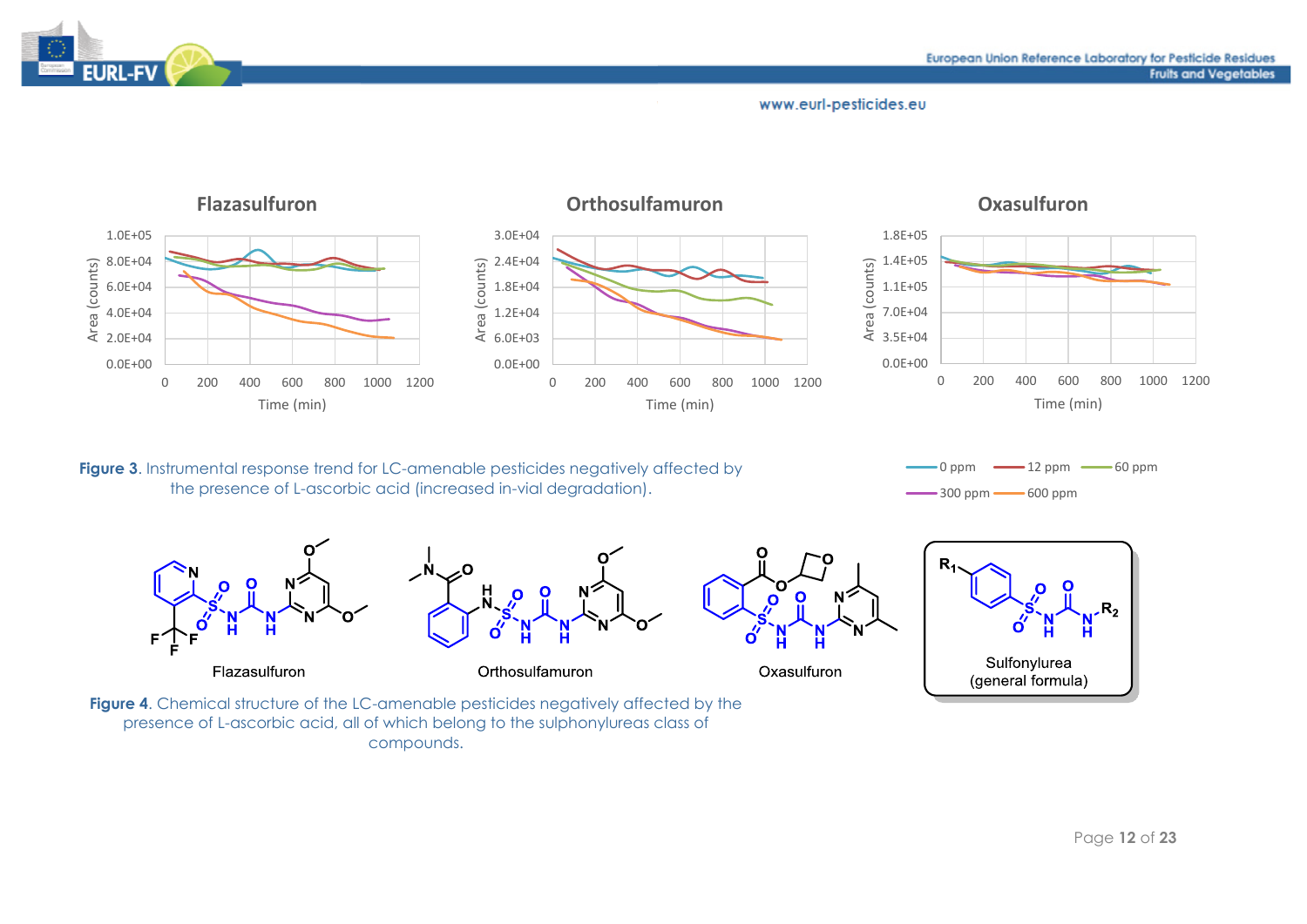**Figure 3**. Instrumental response trend for LC-amenable pesticides negatively affected by the presence of L-ascorbic acid (increased in-vial degradation).

**Figure 4**. Chemical structure of the LC-amenable pesticides negatively affected by the presence of L-ascorbic acid, all of which belong to the sulphonylureas class of compounds.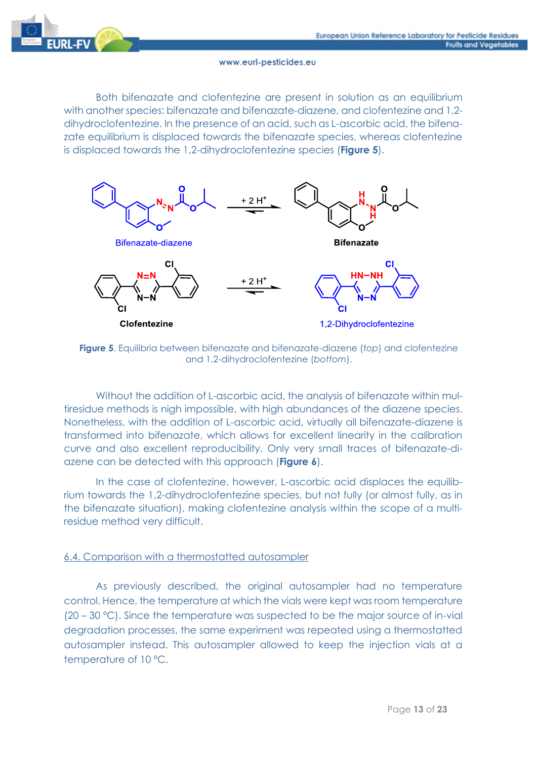Both bifenazate and clofentezine are present in solution as an equilibrium with another species: bifenazate and bifenazate-diazene, and clofentezine and 1,2-dihydroclofentezine. In the presence of an acid, such as L-ascorbic acid, the bifenazate equilibrium is displaced towards the bifenazate species, whereas clofentezine is displaced towards the 1,2-dihydroclofentezine species (**Figure 5**).

Bifenazate-diazene $\underset{}{\overset{+\,2\,H^+}{\rightleftharpoons}}$ Bifenazate

Clofentezine $\underset{}{\overset{+\,2\,H^+}{\rightleftharpoons}}$ 1,2-Dihydroclofentezine

**Figure 5**. Equilibria between bifenazate and bifenazate-diazene (*top*) and clofentezine and 1,2-dihydroclofentezine (*bottom*).

Without the addition of L-ascorbic acid, the analysis of bifenazate within multiresidue methods is nigh impossible, with high abundances of the diazene species. Nonetheless, with the addition of L-ascorbic acid, virtually all bifenazate-diazene is transformed into bifenazate, which allows for excellent linearity in the calibration curve and also excellent reproducibility. Only very small traces of bifenazate-diazene can be detected with this approach (**Figure 6**).

In the case of clofentezine, however, L-ascorbic acid displaces the equilibrium towards the 1,2-dihydroclofentezine species, but not fully (or almost fully, as in the bifenazate situation), making clofentezine analysis within the scope of a multiresidue method very difficult.

## 6.4. Comparison with a thermostatted autosampler

As previously described, the original autosampler had no temperature control. Hence, the temperature at which the vials were kept was room temperature (20 – 30 °C). Since the temperature was suspected to be the major source of in-vial degradation processes, the same experiment was repeated using a thermostatted autosampler instead. This autosampler allowed to keep the injection vials at a temperature of 10 °C.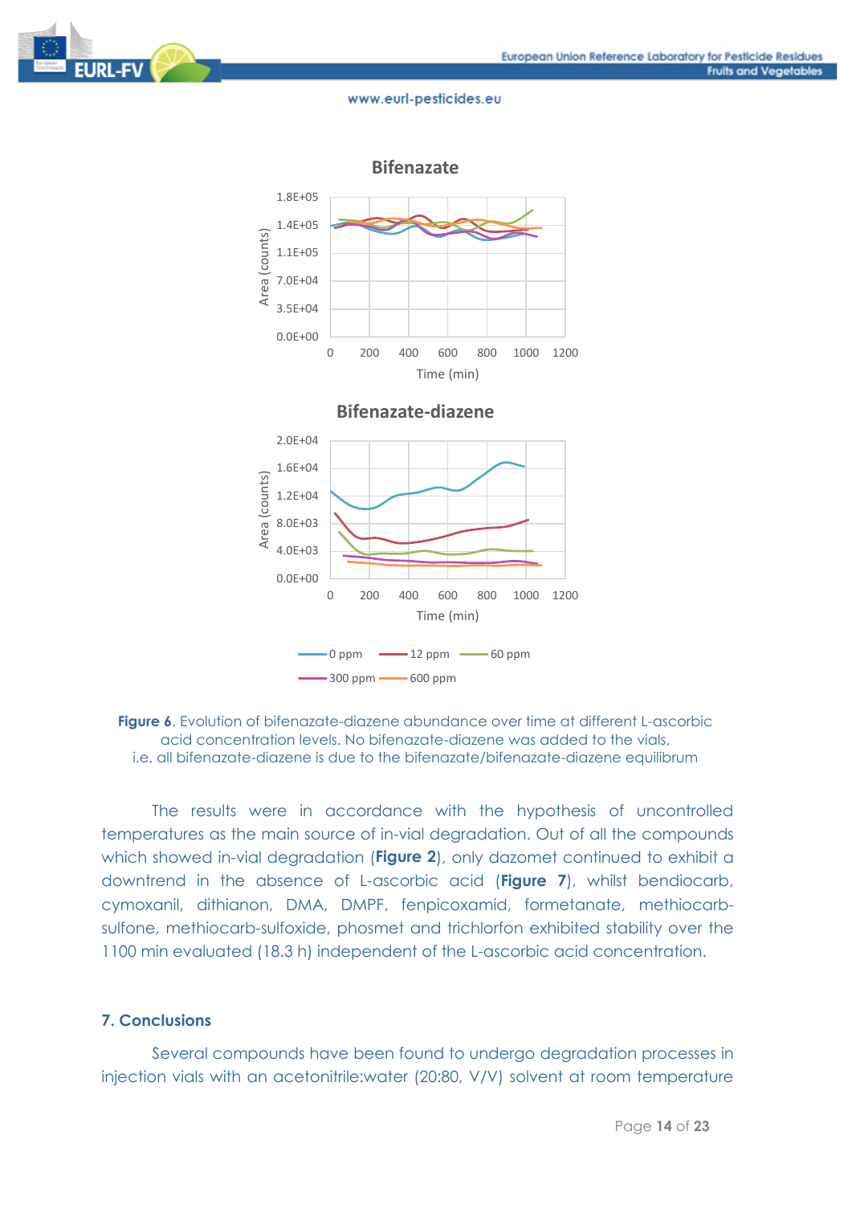Figure 6. Evolution of bifenazate-diazene abundance over time at different L-ascorbic acid concentration levels. No bifenazate-diazene was added to the vials, i.e. all bifenazate-diazene is due to the bifenazate/bifenazate-diazene equilibrum

The results were in accordance with the hypothesis of uncontrolled temperatures as the main source of in-vial degradation. Out of all the compounds which showed in-vial degradation (**Figure 2**), only dazomet continued to exhibit a downtrend in the absence of L-ascorbic acid (**Figure 7**), whilst bendiocarb, cymoxanil, dithianon, DMA, DMPF, fenpicoxamid, formetanate, methiocarb-sulfone, methiocarb-sulfoxide, phosmet and trichlorfon exhibited stability over the 1100 min evaluated (18.3 h) independent of the L-ascorbic acid concentration.

## 7. Conclusions

Several compounds have been found to undergo degradation processes in injection vials with an acetonitrile:water (20:80, V/V) solvent at room temperature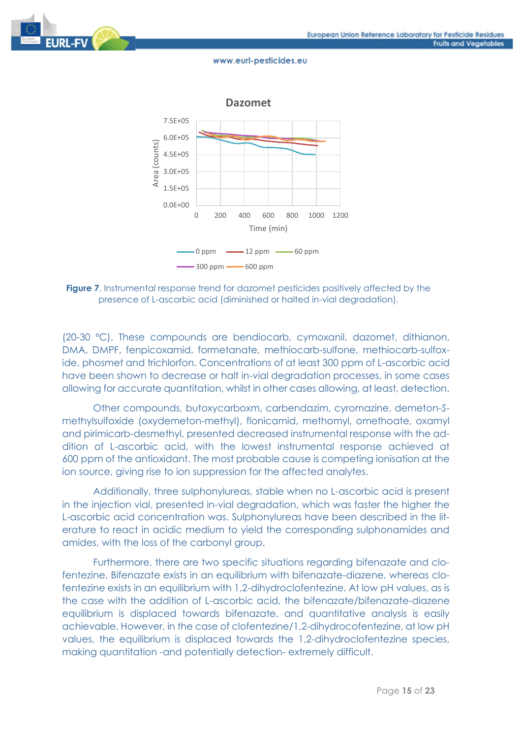**Figure 7**. Instrumental response trend for dazomet pesticides positively affected by the presence of L-ascorbic acid (diminished or halted in-vial degradation).

(20-30 °C). These compounds are bendiocarb, cymoxanil, dazomet, dithianon, DMA, DMPF, fenpicoxamid, formetanate, methiocarb-sulfone, methiocarb-sulfoxide, phosmet and trichlorfon. Concentrations of at least 300 ppm of L-ascorbic acid have been shown to decrease or halt in-vial degradation processes, in some cases allowing for accurate quantitation, whilst in other cases allowing, at least, detection.

Other compounds, butoxycarboxm, carbendazim, cyromazine, demeton-*S*-methylsulfoxide (oxydemeton-methyl), flonicamid, methomyl, omethoate, oxamyl and pirimicarb-desmethyl, presented decreased instrumental response with the addition of L-ascorbic acid, with the lowest instrumental response achieved at 600 ppm of the antioxidant. The most probable cause is competing ionisation at the ion source, giving rise to ion suppression for the affected analytes.

Additionally, three sulphonylureas, stable when no L-ascorbic acid is present in the injection vial, presented in-vial degradation, which was faster the higher the L-ascorbic acid concentration was. Sulphonylureas have been described in the literature to react in acidic medium to yield the corresponding sulphonamides and amides, with the loss of the carbonyl group.

Furthermore, there are two specific situations regarding bifenazate and clofentezine. Bifenazate exists in an equilibrium with bifenazate-diazene, whereas clofentezine exists in an equilibrium with 1,2-dihydroclofentezine. At low pH values, as is the case with the addition of L-ascorbic acid, the bifenazate/bifenazate-diazene equilibrium is displaced towards bifenazate, and quantitative analysis is easily achievable. However, in the case of clofentezine/1,2-dihydrocofentezine, at low pH values, the equilibrium is displaced towards the 1,2-dihydroclofentezine species, making quantitation -and potentially detection- extremely difficult.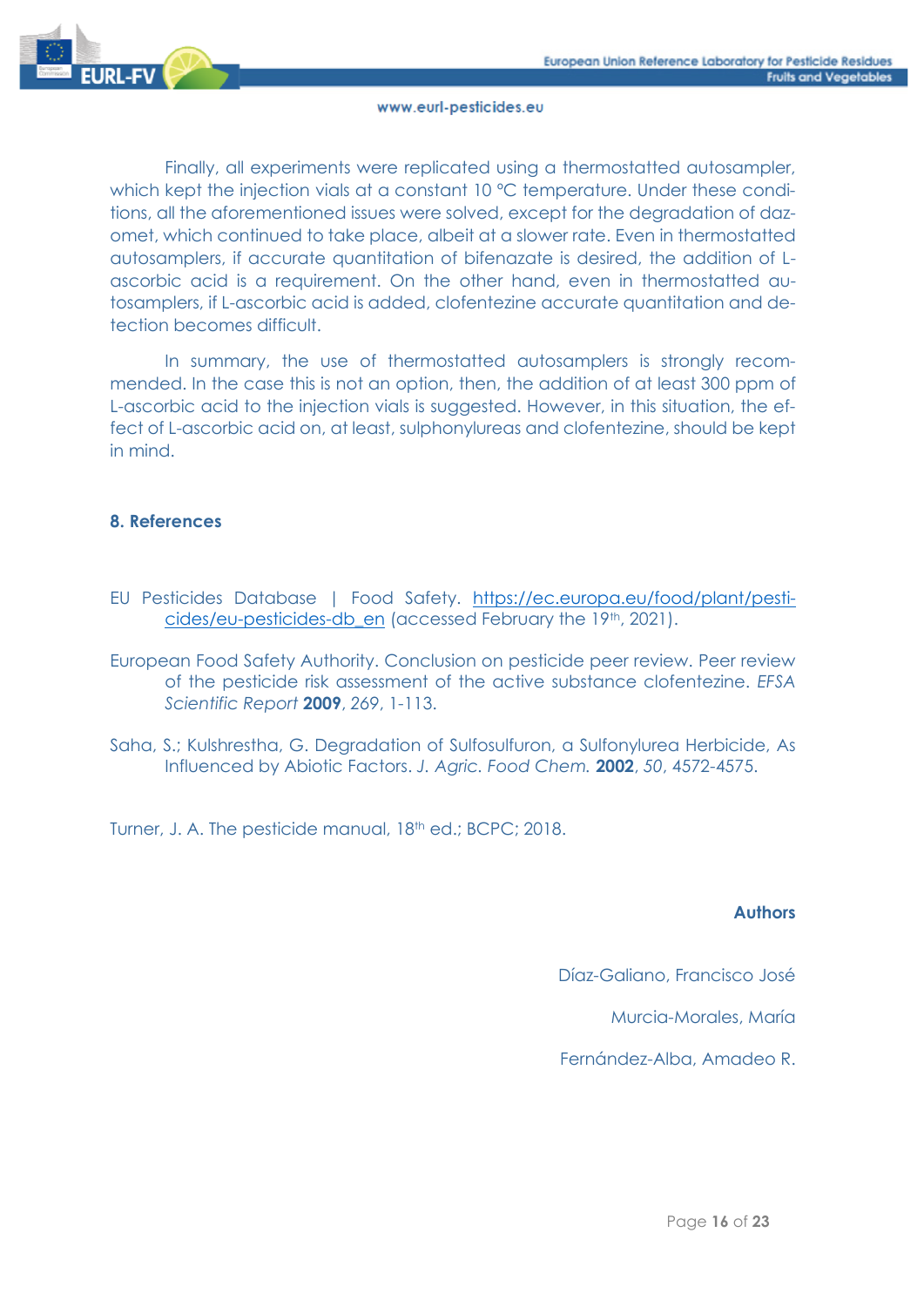Finally, all experiments were replicated using a thermostatted autosampler, which kept the injection vials at a constant 10 °C temperature. Under these conditions, all the aforementioned issues were solved, except for the degradation of dazomet, which continued to take place, albeit at a slower rate. Even in thermostatted autosamplers, if accurate quantitation of bifenazate is desired, the addition of L-ascorbic acid is a requirement. On the other hand, even in thermostatted autosamplers, if L-ascorbic acid is added, clofentezine accurate quantitation and detection becomes difficult.

In summary, the use of thermostatted autosamplers is strongly recommended. In the case this is not an option, then, the addition of at least 300 ppm of L-ascorbic acid to the injection vials is suggested. However, in this situation, the effect of L-ascorbic acid on, at least, sulphonylureas and clofentezine, should be kept in mind.

## 8. References

EU Pesticides Database | Food Safety. https://ec.europa.eu/food/plant/pesticides/eu-pesticides-db_en (accessed February the 19th, 2021).

European Food Safety Authority. Conclusion on pesticide peer review. Peer review of the pesticide risk assessment of the active substance clofentezine. *EFSA Scientific Report* **2009**, *269*, 1-113.

Saha, S.; Kulshrestha, G. Degradation of Sulfosulfuron, a Sulfonylurea Herbicide, As Influenced by Abiotic Factors. *J. Agric. Food Chem.* **2002**, *50*, 4572-4575.

Turner, J. A. The pesticide manual, 18th ed.; BCPC; 2018.

**Authors**

Díaz-Galiano, Francisco José

Murcia-Morales, María

Fernández-Alba, Amadeo R.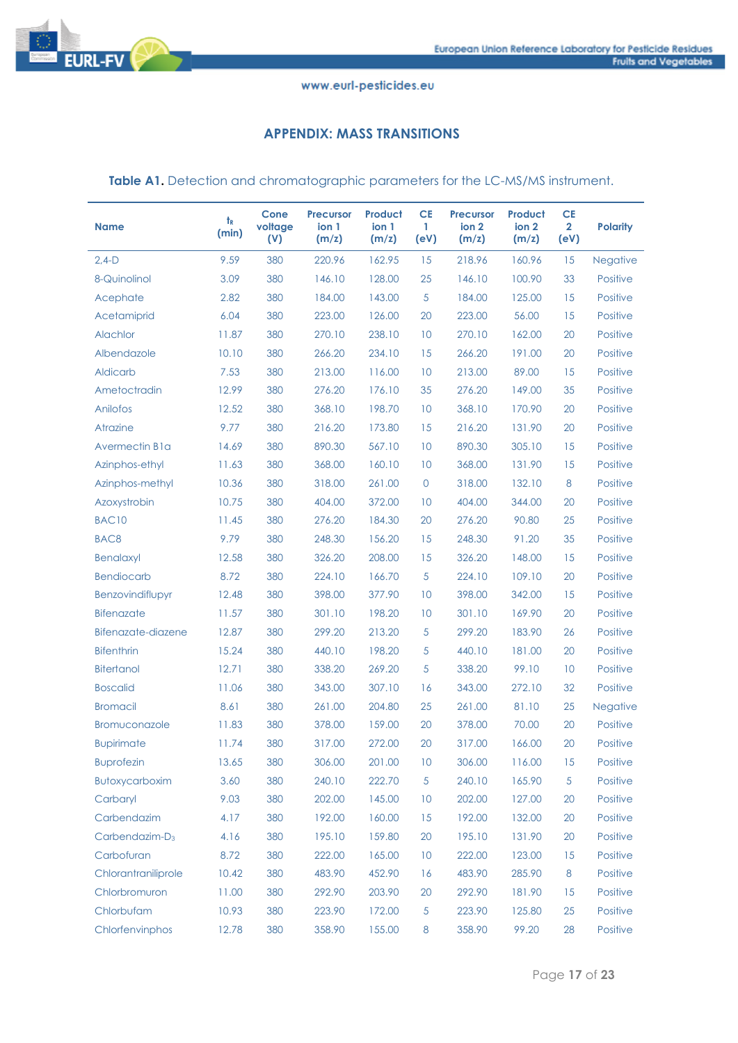## APPENDIX: MASS TRANSITIONS

**Table A1.** Detection and chromatographic parameters for the LC-MS/MS instrument.

| Name | $t_R$ (min) | Cone voltage (V) | Precursor ion 1 (m/z) | Product ion 1 (m/z) | CE 1 (eV) | Precursor ion 2 (m/z) | Product ion 2 (m/z) | CE 2 (eV) | Polarity |
|---|---|---|---|---|---|---|---|---|---|
| 2,4-D | 9.59 | 380 | 220.96 | 162.95 | 15 | 218.96 | 160.96 | 15 | Negative |
| 8-Quinolinol | 3.09 | 380 | 146.10 | 128.00 | 25 | 146.10 | 100.90 | 33 | Positive |
| Acephate | 2.82 | 380 | 184.00 | 143.00 | 5 | 184.00 | 125.00 | 15 | Positive |
| Acetamiprid | 6.04 | 380 | 223.00 | 126.00 | 20 | 223.00 | 56.00 | 15 | Positive |
| Alachlor | 11.87 | 380 | 270.10 | 238.10 | 10 | 270.10 | 162.00 | 20 | Positive |
| Albendazole | 10.10 | 380 | 266.20 | 234.10 | 15 | 266.20 | 191.00 | 20 | Positive |
| Aldicarb | 7.53 | 380 | 213.00 | 116.00 | 10 | 213.00 | 89.00 | 15 | Positive |
| Ametoctradin | 12.99 | 380 | 276.20 | 176.10 | 35 | 276.20 | 149.00 | 35 | Positive |
| Anilofos | 12.52 | 380 | 368.10 | 198.70 | 10 | 368.10 | 170.90 | 20 | Positive |
| Atrazine | 9.77 | 380 | 216.20 | 173.80 | 15 | 216.20 | 131.90 | 20 | Positive |
| Avermectin B1a | 14.69 | 380 | 890.30 | 567.10 | 10 | 890.30 | 305.10 | 15 | Positive |
| Azinphos-ethyl | 11.63 | 380 | 368.00 | 160.10 | 10 | 368.00 | 131.90 | 15 | Positive |
| Azinphos-methyl | 10.36 | 380 | 318.00 | 261.00 | 0 | 318.00 | 132.10 | 8 | Positive |
| Azoxystrobin | 10.75 | 380 | 404.00 | 372.00 | 10 | 404.00 | 344.00 | 20 | Positive |
| BAC10 | 11.45 | 380 | 276.20 | 184.30 | 20 | 276.20 | 90.80 | 25 | Positive |
| BAC8 | 9.79 | 380 | 248.30 | 156.20 | 15 | 248.30 | 91.20 | 35 | Positive |
| Benalaxyl | 12.58 | 380 | 326.20 | 208.00 | 15 | 326.20 | 148.00 | 15 | Positive |
| Bendiocarb | 8.72 | 380 | 224.10 | 166.70 | 5 | 224.10 | 109.10 | 20 | Positive |
| Benzovindiflupyr | 12.48 | 380 | 398.00 | 377.90 | 10 | 398.00 | 342.00 | 15 | Positive |
| Bifenazate | 11.57 | 380 | 301.10 | 198.20 | 10 | 301.10 | 169.90 | 20 | Positive |
| Bifenazate-diazene | 12.87 | 380 | 299.20 | 213.20 | 5 | 299.20 | 183.90 | 26 | Positive |
| Bifenthrin | 15.24 | 380 | 440.10 | 198.20 | 5 | 440.10 | 181.00 | 20 | Positive |
| Bitertanol | 12.71 | 380 | 338.20 | 269.20 | 5 | 338.20 | 99.10 | 10 | Positive |
| Boscalid | 11.06 | 380 | 343.00 | 307.10 | 16 | 343.00 | 272.10 | 32 | Positive |
| Bromacil | 8.61 | 380 | 261.00 | 204.80 | 25 | 261.00 | 81.10 | 25 | Negative |
| Bromuconazole | 11.83 | 380 | 378.00 | 159.00 | 20 | 378.00 | 70.00 | 20 | Positive |
| Bupirimate | 11.74 | 380 | 317.00 | 272.00 | 20 | 317.00 | 166.00 | 20 | Positive |
| Buprofezin | 13.65 | 380 | 306.00 | 201.00 | 10 | 306.00 | 116.00 | 15 | Positive |
| Butoxycarboxim | 3.60 | 380 | 240.10 | 222.70 | 5 | 240.10 | 165.90 | 5 | Positive |
| Carbaryl | 9.03 | 380 | 202.00 | 145.00 | 10 | 202.00 | 127.00 | 20 | Positive |
| Carbendazim | 4.17 | 380 | 192.00 | 160.00 | 15 | 192.00 | 132.00 | 20 | Positive |
| Carbendazim-$D_3$ | 4.16 | 380 | 195.10 | 159.80 | 20 | 195.10 | 131.90 | 20 | Positive |
| Carbofuran | 8.72 | 380 | 222.00 | 165.00 | 10 | 222.00 | 123.00 | 15 | Positive |
| Chlorantraniliprole | 10.42 | 380 | 483.90 | 452.90 | 16 | 483.90 | 285.90 | 8 | Positive |
| Chlorbromuron | 11.00 | 380 | 292.90 | 203.90 | 20 | 292.90 | 181.90 | 15 | Positive |
| Chlorbufam | 10.93 | 380 | 223.90 | 172.00 | 5 | 223.90 | 125.80 | 25 | Positive |
| Chlorfenvinphos | 12.78 | 380 | 358.90 | 155.00 | 8 | 358.90 | 99.20 | 28 | Positive |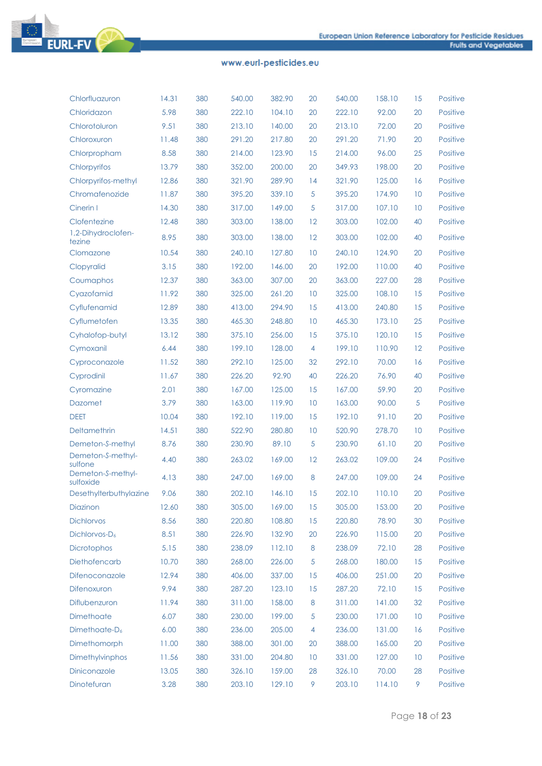| | | | | | | | | | |
|---|---|---|---|---|---|---|---|---|---|
| Chlorfluazuron | 14.31 | 380 | 540.00 | 382.90 | 20 | 540.00 | 158.10 | 15 | Positive |
| Chloridazon | 5.98 | 380 | 222.10 | 104.10 | 20 | 222.10 | 92.00 | 20 | Positive |
| Chlorotoluron | 9.51 | 380 | 213.10 | 140.00 | 20 | 213.10 | 72.00 | 20 | Positive |
| Chloroxuron | 11.48 | 380 | 291.20 | 217.80 | 20 | 291.20 | 71.90 | 20 | Positive |
| Chlorpropham | 8.58 | 380 | 214.00 | 123.90 | 15 | 214.00 | 96.00 | 25 | Positive |
| Chlorpyrifos | 13.79 | 380 | 352.00 | 200.00 | 20 | 349.93 | 198.00 | 20 | Positive |
| Chlorpyrifos-methyl | 12.86 | 380 | 321.90 | 289.90 | 14 | 321.90 | 125.00 | 16 | Positive |
| Chromafenozide | 11.87 | 380 | 395.20 | 339.10 | 5 | 395.20 | 174.90 | 10 | Positive |
| Cinerin I | 14.30 | 380 | 317.00 | 149.00 | 5 | 317.00 | 107.10 | 10 | Positive |
| Clofentezine | 12.48 | 380 | 303.00 | 138.00 | 12 | 303.00 | 102.00 | 40 | Positive |
| 1,2-Dihydroclofentezine | 8.95 | 380 | 303.00 | 138.00 | 12 | 303.00 | 102.00 | 40 | Positive |
| Clomazone | 10.54 | 380 | 240.10 | 127.80 | 10 | 240.10 | 124.90 | 20 | Positive |
| Clopyralid | 3.15 | 380 | 192.00 | 146.00 | 20 | 192.00 | 110.00 | 40 | Positive |
| Coumaphos | 12.37 | 380 | 363.00 | 307.00 | 20 | 363.00 | 227.00 | 28 | Positive |
| Cyazofamid | 11.92 | 380 | 325.00 | 261.20 | 10 | 325.00 | 108.10 | 15 | Positive |
| Cyflufenamid | 12.89 | 380 | 413.00 | 294.90 | 15 | 413.00 | 240.80 | 15 | Positive |
| Cyflumetofen | 13.35 | 380 | 465.30 | 248.80 | 10 | 465.30 | 173.10 | 25 | Positive |
| Cyhalofop-butyl | 13.12 | 380 | 375.10 | 256.00 | 15 | 375.10 | 120.10 | 15 | Positive |
| Cymoxanil | 6.44 | 380 | 199.10 | 128.00 | 4 | 199.10 | 110.90 | 12 | Positive |
| Cyproconazole | 11.52 | 380 | 292.10 | 125.00 | 32 | 292.10 | 70.00 | 16 | Positive |
| Cyprodinil | 11.67 | 380 | 226.20 | 92.90 | 40 | 226.20 | 76.90 | 40 | Positive |
| Cyromazine | 2.01 | 380 | 167.00 | 125.00 | 15 | 167.00 | 59.90 | 20 | Positive |
| Dazomet | 3.79 | 380 | 163.00 | 119.90 | 10 | 163.00 | 90.00 | 5 | Positive |
| DEET | 10.04 | 380 | 192.10 | 119.00 | 15 | 192.10 | 91.10 | 20 | Positive |
| Deltamethrin | 14.51 | 380 | 522.90 | 280.80 | 10 | 520.90 | 278.70 | 10 | Positive |
| Demeton-*S*-methyl | 8.76 | 380 | 230.90 | 89.10 | 5 | 230.90 | 61.10 | 20 | Positive |
| Demeton-*S*-methyl-sulfone | 4.40 | 380 | 263.02 | 169.00 | 12 | 263.02 | 109.00 | 24 | Positive |
| Demeton-*S*-methyl-sulfoxide | 4.13 | 380 | 247.00 | 169.00 | 8 | 247.00 | 109.00 | 24 | Positive |
| Desethylterbuthylazine | 9.06 | 380 | 202.10 | 146.10 | 15 | 202.10 | 110.10 | 20 | Positive |
| Diazinon | 12.60 | 380 | 305.00 | 169.00 | 15 | 305.00 | 153.00 | 20 | Positive |
| Dichlorvos | 8.56 | 380 | 220.80 | 108.80 | 15 | 220.80 | 78.90 | 30 | Positive |
| Dichlorvos-$D_6$ | 8.51 | 380 | 226.90 | 132.90 | 20 | 226.90 | 115.00 | 20 | Positive |
| Dicrotophos | 5.15 | 380 | 238.09 | 112.10 | 8 | 238.09 | 72.10 | 28 | Positive |
| Diethofencarb | 10.70 | 380 | 268.00 | 226.00 | 5 | 268.00 | 180.00 | 15 | Positive |
| Difenoconazole | 12.94 | 380 | 406.00 | 337.00 | 15 | 406.00 | 251.00 | 20 | Positive |
| Difenoxuron | 9.94 | 380 | 287.20 | 123.10 | 15 | 287.20 | 72.10 | 15 | Positive |
| Diflubenzuron | 11.94 | 380 | 311.00 | 158.00 | 8 | 311.00 | 141.00 | 32 | Positive |
| Dimethoate | 6.07 | 380 | 230.00 | 199.00 | 5 | 230.00 | 171.00 | 10 | Positive |
| Dimethoate-$D_6$ | 6.00 | 380 | 236.00 | 205.00 | 4 | 236.00 | 131.00 | 16 | Positive |
| Dimethomorph | 11.00 | 380 | 388.00 | 301.00 | 20 | 388.00 | 165.00 | 20 | Positive |
| Dimethylvinphos | 11.56 | 380 | 331.00 | 204.80 | 10 | 331.00 | 127.00 | 10 | Positive |
| Diniconazole | 13.05 | 380 | 326.10 | 159.00 | 28 | 326.10 | 70.00 | 28 | Positive |
| Dinotefuran | 3.28 | 380 | 203.10 | 129.10 | 9 | 203.10 | 114.10 | 9 | Positive |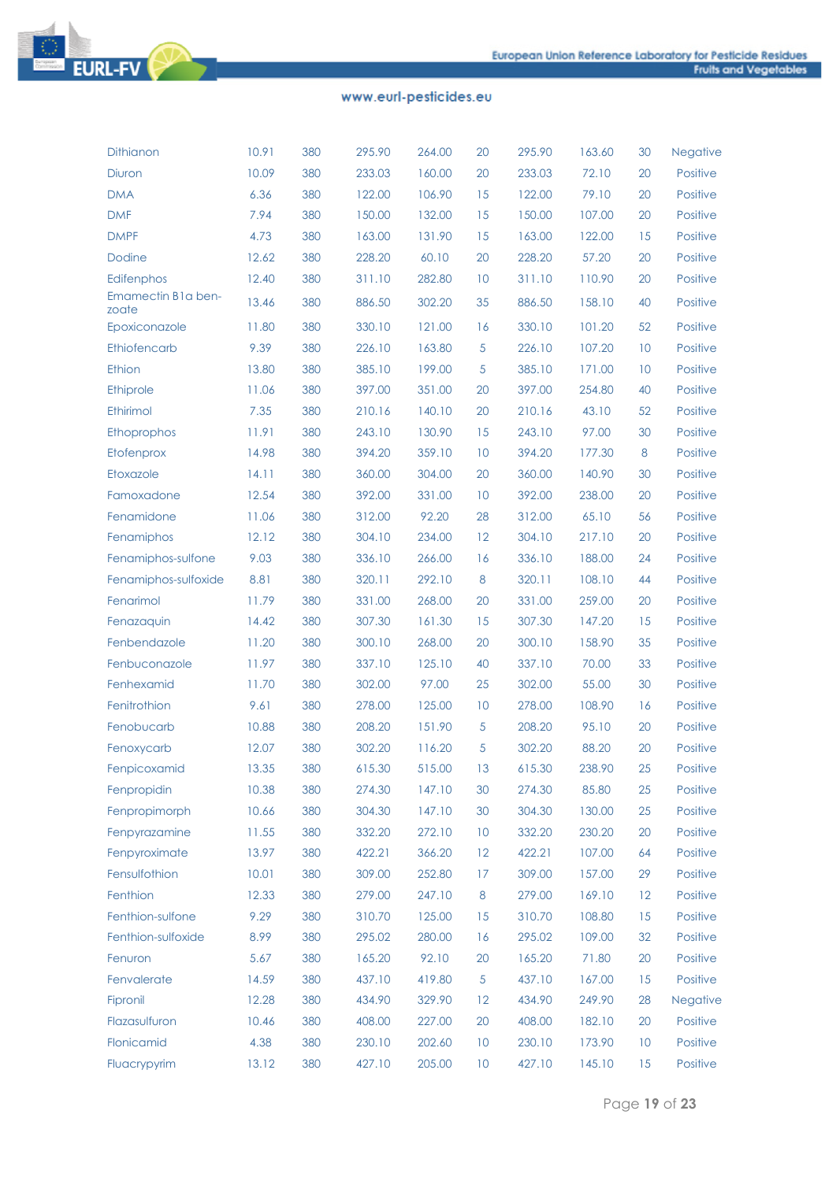| | | | | | | | | | |
|---|---|---|---|---|---|---|---|---|---|
| Dithianon | 10.91 | 380 | 295.90 | 264.00 | 20 | 295.90 | 163.60 | 30 | Negative |
| Diuron | 10.09 | 380 | 233.03 | 160.00 | 20 | 233.03 | 72.10 | 20 | Positive |
| DMA | 6.36 | 380 | 122.00 | 106.90 | 15 | 122.00 | 79.10 | 20 | Positive |
| DMF | 7.94 | 380 | 150.00 | 132.00 | 15 | 150.00 | 107.00 | 20 | Positive |
| DMPF | 4.73 | 380 | 163.00 | 131.90 | 15 | 163.00 | 122.00 | 15 | Positive |
| Dodine | 12.62 | 380 | 228.20 | 60.10 | 20 | 228.20 | 57.20 | 20 | Positive |
| Edifenphos | 12.40 | 380 | 311.10 | 282.80 | 10 | 311.10 | 110.90 | 20 | Positive |
| Emamectin B1a benzoate | 13.46 | 380 | 886.50 | 302.20 | 35 | 886.50 | 158.10 | 40 | Positive |
| Epoxiconazole | 11.80 | 380 | 330.10 | 121.00 | 16 | 330.10 | 101.20 | 52 | Positive |
| Ethiofencarb | 9.39 | 380 | 226.10 | 163.80 | 5 | 226.10 | 107.20 | 10 | Positive |
| Ethion | 13.80 | 380 | 385.10 | 199.00 | 5 | 385.10 | 171.00 | 10 | Positive |
| Ethiprole | 11.06 | 380 | 397.00 | 351.00 | 20 | 397.00 | 254.80 | 40 | Positive |
| Ethirimol | 7.35 | 380 | 210.16 | 140.10 | 20 | 210.16 | 43.10 | 52 | Positive |
| Ethoprophos | 11.91 | 380 | 243.10 | 130.90 | 15 | 243.10 | 97.00 | 30 | Positive |
| Etofenprox | 14.98 | 380 | 394.20 | 359.10 | 10 | 394.20 | 177.30 | 8 | Positive |
| Etoxazole | 14.11 | 380 | 360.00 | 304.00 | 20 | 360.00 | 140.90 | 30 | Positive |
| Famoxadone | 12.54 | 380 | 392.00 | 331.00 | 10 | 392.00 | 238.00 | 20 | Positive |
| Fenamidone | 11.06 | 380 | 312.00 | 92.20 | 28 | 312.00 | 65.10 | 56 | Positive |
| Fenamiphos | 12.12 | 380 | 304.10 | 234.00 | 12 | 304.10 | 217.10 | 20 | Positive |
| Fenamiphos-sulfone | 9.03 | 380 | 336.10 | 266.00 | 16 | 336.10 | 188.00 | 24 | Positive |
| Fenamiphos-sulfoxide | 8.81 | 380 | 320.11 | 292.10 | 8 | 320.11 | 108.10 | 44 | Positive |
| Fenarimol | 11.79 | 380 | 331.00 | 268.00 | 20 | 331.00 | 259.00 | 20 | Positive |
| Fenazaquin | 14.42 | 380 | 307.30 | 161.30 | 15 | 307.30 | 147.20 | 15 | Positive |
| Fenbendazole | 11.20 | 380 | 300.10 | 268.00 | 20 | 300.10 | 158.90 | 35 | Positive |
| Fenbuconazole | 11.97 | 380 | 337.10 | 125.10 | 40 | 337.10 | 70.00 | 33 | Positive |
| Fenhexamid | 11.70 | 380 | 302.00 | 97.00 | 25 | 302.00 | 55.00 | 30 | Positive |
| Fenitrothion | 9.61 | 380 | 278.00 | 125.00 | 10 | 278.00 | 108.90 | 16 | Positive |
| Fenobucarb | 10.88 | 380 | 208.20 | 151.90 | 5 | 208.20 | 95.10 | 20 | Positive |
| Fenoxycarb | 12.07 | 380 | 302.20 | 116.20 | 5 | 302.20 | 88.20 | 20 | Positive |
| Fenpicoxamid | 13.35 | 380 | 615.30 | 515.00 | 13 | 615.30 | 238.90 | 25 | Positive |
| Fenpropidin | 10.38 | 380 | 274.30 | 147.10 | 30 | 274.30 | 85.80 | 25 | Positive |
| Fenpropimorph | 10.66 | 380 | 304.30 | 147.10 | 30 | 304.30 | 130.00 | 25 | Positive |
| Fenpyrazamine | 11.55 | 380 | 332.20 | 272.10 | 10 | 332.20 | 230.20 | 20 | Positive |
| Fenpyroximate | 13.97 | 380 | 422.21 | 366.20 | 12 | 422.21 | 107.00 | 64 | Positive |
| Fensulfothion | 10.01 | 380 | 309.00 | 252.80 | 17 | 309.00 | 157.00 | 29 | Positive |
| Fenthion | 12.33 | 380 | 279.00 | 247.10 | 8 | 279.00 | 169.10 | 12 | Positive |
| Fenthion-sulfone | 9.29 | 380 | 310.70 | 125.00 | 15 | 310.70 | 108.80 | 15 | Positive |
| Fenthion-sulfoxide | 8.99 | 380 | 295.02 | 280.00 | 16 | 295.02 | 109.00 | 32 | Positive |
| Fenuron | 5.67 | 380 | 165.20 | 92.10 | 20 | 165.20 | 71.80 | 20 | Positive |
| Fenvalerate | 14.59 | 380 | 437.10 | 419.80 | 5 | 437.10 | 167.00 | 15 | Positive |
| Fipronil | 12.28 | 380 | 434.90 | 329.90 | 12 | 434.90 | 249.90 | 28 | Negative |
| Flazasulfuron | 10.46 | 380 | 408.00 | 227.00 | 20 | 408.00 | 182.10 | 20 | Positive |
| Flonicamid | 4.38 | 380 | 230.10 | 202.60 | 10 | 230.10 | 173.90 | 10 | Positive |
| Fluacrypyrim | 13.12 | 380 | 427.10 | 205.00 | 10 | 427.10 | 145.10 | 15 | Positive |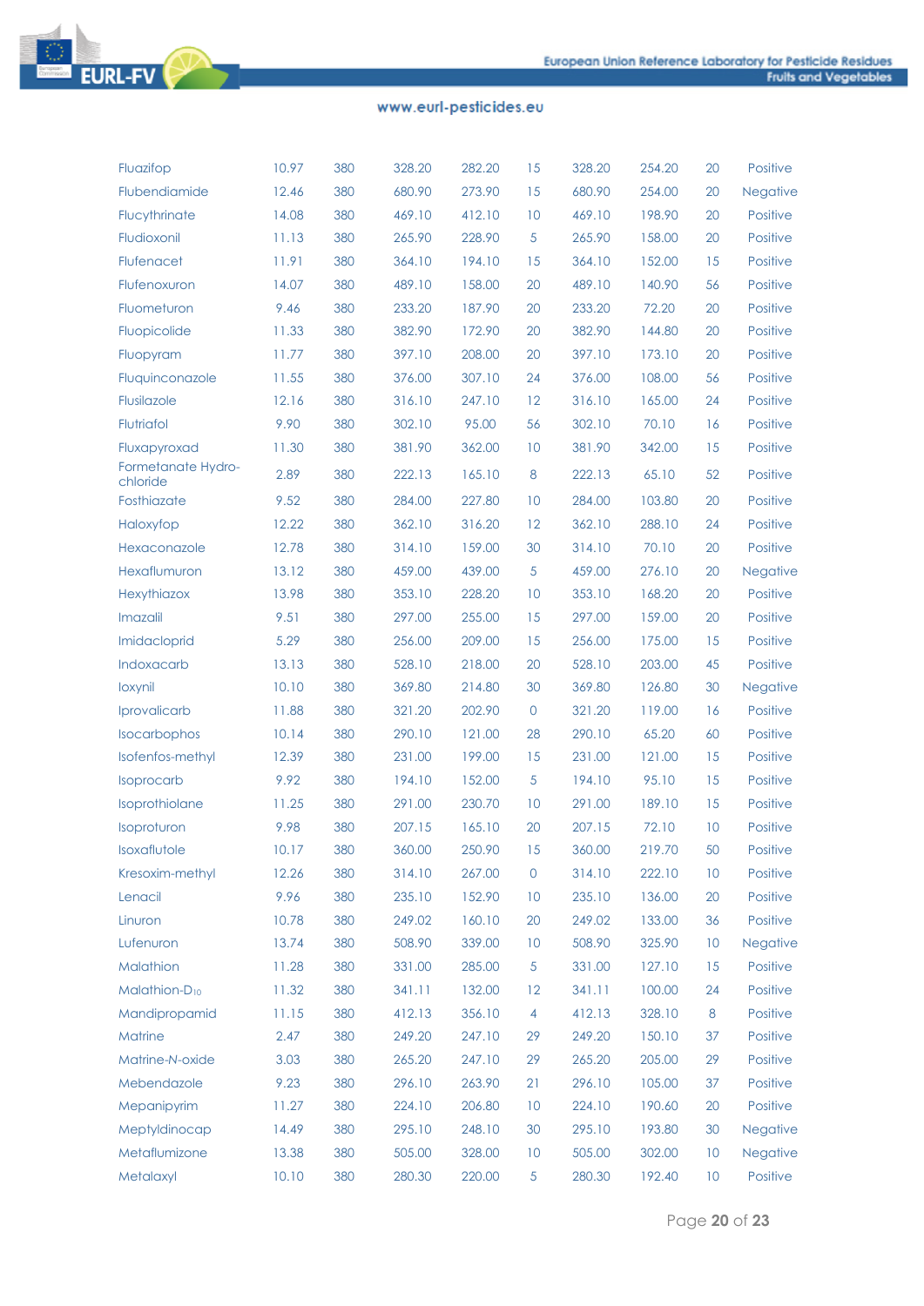| | | | | | | | | | |
|---|---|---|---|---|---|---|---|---|---|
| Fluazifop | 10.97 | 380 | 328.20 | 282.20 | 15 | 328.20 | 254.20 | 20 | Positive |
| Flubendiamide | 12.46 | 380 | 680.90 | 273.90 | 15 | 680.90 | 254.00 | 20 | Negative |
| Flucythrinate | 14.08 | 380 | 469.10 | 412.10 | 10 | 469.10 | 198.90 | 20 | Positive |
| Fludioxonil | 11.13 | 380 | 265.90 | 228.90 | 5 | 265.90 | 158.00 | 20 | Positive |
| Flufenacet | 11.91 | 380 | 364.10 | 194.10 | 15 | 364.10 | 152.00 | 15 | Positive |
| Flufenoxuron | 14.07 | 380 | 489.10 | 158.00 | 20 | 489.10 | 140.90 | 56 | Positive |
| Fluometuron | 9.46 | 380 | 233.20 | 187.90 | 20 | 233.20 | 72.20 | 20 | Positive |
| Fluopicolide | 11.33 | 380 | 382.90 | 172.90 | 20 | 382.90 | 144.80 | 20 | Positive |
| Fluopyram | 11.77 | 380 | 397.10 | 208.00 | 20 | 397.10 | 173.10 | 20 | Positive |
| Fluquinconazole | 11.55 | 380 | 376.00 | 307.10 | 24 | 376.00 | 108.00 | 56 | Positive |
| Flusilazole | 12.16 | 380 | 316.10 | 247.10 | 12 | 316.10 | 165.00 | 24 | Positive |
| Flutriafol | 9.90 | 380 | 302.10 | 95.00 | 56 | 302.10 | 70.10 | 16 | Positive |
| Fluxapyroxad | 11.30 | 380 | 381.90 | 362.00 | 10 | 381.90 | 342.00 | 15 | Positive |
| Formetanate Hydro-chloride | 2.89 | 380 | 222.13 | 165.10 | 8 | 222.13 | 65.10 | 52 | Positive |
| Fosthiazate | 9.52 | 380 | 284.00 | 227.80 | 10 | 284.00 | 103.80 | 20 | Positive |
| Haloxyfop | 12.22 | 380 | 362.10 | 316.20 | 12 | 362.10 | 288.10 | 24 | Positive |
| Hexaconazole | 12.78 | 380 | 314.10 | 159.00 | 30 | 314.10 | 70.10 | 20 | Positive |
| Hexaflumuron | 13.12 | 380 | 459.00 | 439.00 | 5 | 459.00 | 276.10 | 20 | Negative |
| Hexythiazox | 13.98 | 380 | 353.10 | 228.20 | 10 | 353.10 | 168.20 | 20 | Positive |
| Imazalil | 9.51 | 380 | 297.00 | 255.00 | 15 | 297.00 | 159.00 | 20 | Positive |
| Imidacloprid | 5.29 | 380 | 256.00 | 209.00 | 15 | 256.00 | 175.00 | 15 | Positive |
| Indoxacarb | 13.13 | 380 | 528.10 | 218.00 | 20 | 528.10 | 203.00 | 45 | Positive |
| Ioxynil | 10.10 | 380 | 369.80 | 214.80 | 30 | 369.80 | 126.80 | 30 | Negative |
| Iprovalicarb | 11.88 | 380 | 321.20 | 202.90 | 0 | 321.20 | 119.00 | 16 | Positive |
| Isocarbophos | 10.14 | 380 | 290.10 | 121.00 | 28 | 290.10 | 65.20 | 60 | Positive |
| Isofenfos-methyl | 12.39 | 380 | 231.00 | 199.00 | 15 | 231.00 | 121.00 | 15 | Positive |
| Isoprocarb | 9.92 | 380 | 194.10 | 152.00 | 5 | 194.10 | 95.10 | 15 | Positive |
| Isoprothiolane | 11.25 | 380 | 291.00 | 230.70 | 10 | 291.00 | 189.10 | 15 | Positive |
| Isoproturon | 9.98 | 380 | 207.15 | 165.10 | 20 | 207.15 | 72.10 | 10 | Positive |
| Isoxaflutole | 10.17 | 380 | 360.00 | 250.90 | 15 | 360.00 | 219.70 | 50 | Positive |
| Kresoxim-methyl | 12.26 | 380 | 314.10 | 267.00 | 0 | 314.10 | 222.10 | 10 | Positive |
| Lenacil | 9.96 | 380 | 235.10 | 152.90 | 10 | 235.10 | 136.00 | 20 | Positive |
| Linuron | 10.78 | 380 | 249.02 | 160.10 | 20 | 249.02 | 133.00 | 36 | Positive |
| Lufenuron | 13.74 | 380 | 508.90 | 339.00 | 10 | 508.90 | 325.90 | 10 | Negative |
| Malathion | 11.28 | 380 | 331.00 | 285.00 | 5 | 331.00 | 127.10 | 15 | Positive |
| Malathion-$D_{10}$ | 11.32 | 380 | 341.11 | 132.00 | 12 | 341.11 | 100.00 | 24 | Positive |
| Mandipropamid | 11.15 | 380 | 412.13 | 356.10 | 4 | 412.13 | 328.10 | 8 | Positive |
| Matrine | 2.47 | 380 | 249.20 | 247.10 | 29 | 249.20 | 150.10 | 37 | Positive |
| Matrine-N-oxide | 3.03 | 380 | 265.20 | 247.10 | 29 | 265.20 | 205.00 | 29 | Positive |
| Mebendazole | 9.23 | 380 | 296.10 | 263.90 | 21 | 296.10 | 105.00 | 37 | Positive |
| Mepanipyrim | 11.27 | 380 | 224.10 | 206.80 | 10 | 224.10 | 190.60 | 20 | Positive |
| Meptyldinocap | 14.49 | 380 | 295.10 | 248.10 | 30 | 295.10 | 193.80 | 30 | Negative |
| Metaflumizone | 13.38 | 380 | 505.00 | 328.00 | 10 | 505.00 | 302.00 | 10 | Negative |
| Metalaxyl | 10.10 | 380 | 280.30 | 220.00 | 5 | 280.30 | 192.40 | 10 | Positive |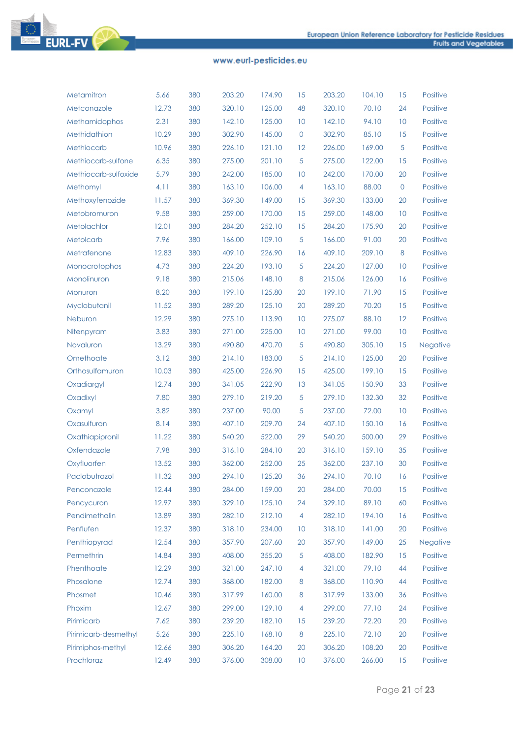| | | | | | | | | | |
|---|---|---|---|---|---|---|---|---|---|
| Metamitron | 5.66 | 380 | 203.20 | 174.90 | 15 | 203.20 | 104.10 | 15 | Positive |
| Metconazole | 12.73 | 380 | 320.10 | 125.00 | 48 | 320.10 | 70.10 | 24 | Positive |
| Methamidophos | 2.31 | 380 | 142.10 | 125.00 | 10 | 142.10 | 94.10 | 10 | Positive |
| Methidathion | 10.29 | 380 | 302.90 | 145.00 | 0 | 302.90 | 85.10 | 15 | Positive |
| Methiocarb | 10.96 | 380 | 226.10 | 121.10 | 12 | 226.00 | 169.00 | 5 | Positive |
| Methiocarb-sulfone | 6.35 | 380 | 275.00 | 201.10 | 5 | 275.00 | 122.00 | 15 | Positive |
| Methiocarb-sulfoxide | 5.79 | 380 | 242.00 | 185.00 | 10 | 242.00 | 170.00 | 20 | Positive |
| Methomyl | 4.11 | 380 | 163.10 | 106.00 | 4 | 163.10 | 88.00 | 0 | Positive |
| Methoxyfenozide | 11.57 | 380 | 369.30 | 149.00 | 15 | 369.30 | 133.00 | 20 | Positive |
| Metobromuron | 9.58 | 380 | 259.00 | 170.00 | 15 | 259.00 | 148.00 | 10 | Positive |
| Metolachlor | 12.01 | 380 | 284.20 | 252.10 | 15 | 284.20 | 175.90 | 20 | Positive |
| Metolcarb | 7.96 | 380 | 166.00 | 109.10 | 5 | 166.00 | 91.00 | 20 | Positive |
| Metrafenone | 12.83 | 380 | 409.10 | 226.90 | 16 | 409.10 | 209.10 | 8 | Positive |
| Monocrotophos | 4.73 | 380 | 224.20 | 193.10 | 5 | 224.20 | 127.00 | 10 | Positive |
| Monolinuron | 9.18 | 380 | 215.06 | 148.10 | 8 | 215.06 | 126.00 | 16 | Positive |
| Monuron | 8.20 | 380 | 199.10 | 125.80 | 20 | 199.10 | 71.90 | 15 | Positive |
| Myclobutanil | 11.52 | 380 | 289.20 | 125.10 | 20 | 289.20 | 70.20 | 15 | Positive |
| Neburon | 12.29 | 380 | 275.10 | 113.90 | 10 | 275.07 | 88.10 | 12 | Positive |
| Nitenpyram | 3.83 | 380 | 271.00 | 225.00 | 10 | 271.00 | 99.00 | 10 | Positive |
| Novaluron | 13.29 | 380 | 490.80 | 470.70 | 5 | 490.80 | 305.10 | 15 | Negative |
| Omethoate | 3.12 | 380 | 214.10 | 183.00 | 5 | 214.10 | 125.00 | 20 | Positive |
| Orthosulfamuron | 10.03 | 380 | 425.00 | 226.90 | 15 | 425.00 | 199.10 | 15 | Positive |
| Oxadiargyl | 12.74 | 380 | 341.05 | 222.90 | 13 | 341.05 | 150.90 | 33 | Positive |
| Oxadixyl | 7.80 | 380 | 279.10 | 219.20 | 5 | 279.10 | 132.30 | 32 | Positive |
| Oxamyl | 3.82 | 380 | 237.00 | 90.00 | 5 | 237.00 | 72.00 | 10 | Positive |
| Oxasulfuron | 8.14 | 380 | 407.10 | 209.70 | 24 | 407.10 | 150.10 | 16 | Positive |
| Oxathiapipronil | 11.22 | 380 | 540.20 | 522.00 | 29 | 540.20 | 500.00 | 29 | Positive |
| Oxfendazole | 7.98 | 380 | 316.10 | 284.10 | 20 | 316.10 | 159.10 | 35 | Positive |
| Oxyfluorfen | 13.52 | 380 | 362.00 | 252.00 | 25 | 362.00 | 237.10 | 30 | Positive |
| Paclobutrazol | 11.32 | 380 | 294.10 | 125.20 | 36 | 294.10 | 70.10 | 16 | Positive |
| Penconazole | 12.44 | 380 | 284.00 | 159.00 | 20 | 284.00 | 70.00 | 15 | Positive |
| Pencycuron | 12.97 | 380 | 329.10 | 125.10 | 24 | 329.10 | 89.10 | 60 | Positive |
| Pendimethalin | 13.89 | 380 | 282.10 | 212.10 | 4 | 282.10 | 194.10 | 16 | Positive |
| Penflufen | 12.37 | 380 | 318.10 | 234.00 | 10 | 318.10 | 141.00 | 20 | Positive |
| Penthiopyrad | 12.54 | 380 | 357.90 | 207.60 | 20 | 357.90 | 149.00 | 25 | Negative |
| Permethrin | 14.84 | 380 | 408.00 | 355.20 | 5 | 408.00 | 182.90 | 15 | Positive |
| Phenthoate | 12.29 | 380 | 321.00 | 247.10 | 4 | 321.00 | 79.10 | 44 | Positive |
| Phosalone | 12.74 | 380 | 368.00 | 182.00 | 8 | 368.00 | 110.90 | 44 | Positive |
| Phosmet | 10.46 | 380 | 317.99 | 160.00 | 8 | 317.99 | 133.00 | 36 | Positive |
| Phoxim | 12.67 | 380 | 299.00 | 129.10 | 4 | 299.00 | 77.10 | 24 | Positive |
| Pirimicarb | 7.62 | 380 | 239.20 | 182.10 | 15 | 239.20 | 72.20 | 20 | Positive |
| Pirimicarb-desmethyl | 5.26 | 380 | 225.10 | 168.10 | 8 | 225.10 | 72.10 | 20 | Positive |
| Pirimiphos-methyl | 12.66 | 380 | 306.20 | 164.20 | 20 | 306.20 | 108.20 | 20 | Positive |
| Prochloraz | 12.49 | 380 | 376.00 | 308.00 | 10 | 376.00 | 266.00 | 15 | Positive |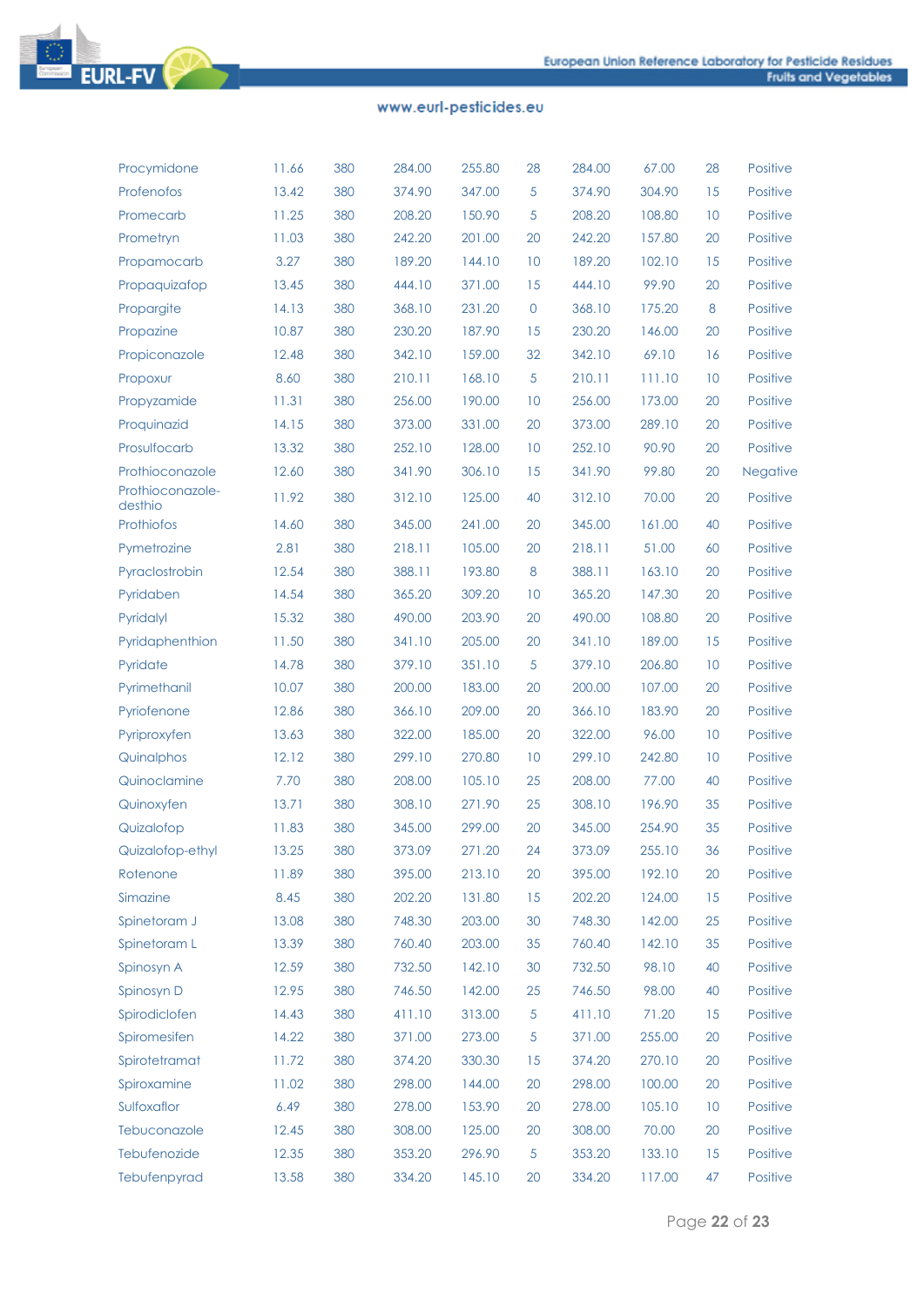| | | | | | | | | | |
|---|---|---|---|---|---|---|---|---|---|
| Procymidone | 11.66 | 380 | 284.00 | 255.80 | 28 | 284.00 | 67.00 | 28 | Positive |
| Profenofos | 13.42 | 380 | 374.90 | 347.00 | 5 | 374.90 | 304.90 | 15 | Positive |
| Promecarb | 11.25 | 380 | 208.20 | 150.90 | 5 | 208.20 | 108.80 | 10 | Positive |
| Prometryn | 11.03 | 380 | 242.20 | 201.00 | 20 | 242.20 | 157.80 | 20 | Positive |
| Propamocarb | 3.27 | 380 | 189.20 | 144.10 | 10 | 189.20 | 102.10 | 15 | Positive |
| Propaquizafop | 13.45 | 380 | 444.10 | 371.00 | 15 | 444.10 | 99.90 | 20 | Positive |
| Propargite | 14.13 | 380 | 368.10 | 231.20 | 0 | 368.10 | 175.20 | 8 | Positive |
| Propazine | 10.87 | 380 | 230.20 | 187.90 | 15 | 230.20 | 146.00 | 20 | Positive |
| Propiconazole | 12.48 | 380 | 342.10 | 159.00 | 32 | 342.10 | 69.10 | 16 | Positive |
| Propoxur | 8.60 | 380 | 210.11 | 168.10 | 5 | 210.11 | 111.10 | 10 | Positive |
| Propyzamide | 11.31 | 380 | 256.00 | 190.00 | 10 | 256.00 | 173.00 | 20 | Positive |
| Proquinazid | 14.15 | 380 | 373.00 | 331.00 | 20 | 373.00 | 289.10 | 20 | Positive |
| Prosulfocarb | 13.32 | 380 | 252.10 | 128.00 | 10 | 252.10 | 90.90 | 20 | Positive |
| Prothioconazole | 12.60 | 380 | 341.90 | 306.10 | 15 | 341.90 | 99.80 | 20 | Negative |
| Prothioconazole-desthio | 11.92 | 380 | 312.10 | 125.00 | 40 | 312.10 | 70.00 | 20 | Positive |
| Prothiofos | 14.60 | 380 | 345.00 | 241.00 | 20 | 345.00 | 161.00 | 40 | Positive |
| Pymetrozine | 2.81 | 380 | 218.11 | 105.00 | 20 | 218.11 | 51.00 | 60 | Positive |
| Pyraclostrobin | 12.54 | 380 | 388.11 | 193.80 | 8 | 388.11 | 163.10 | 20 | Positive |
| Pyridaben | 14.54 | 380 | 365.20 | 309.20 | 10 | 365.20 | 147.30 | 20 | Positive |
| Pyridalyl | 15.32 | 380 | 490.00 | 203.90 | 20 | 490.00 | 108.80 | 20 | Positive |
| Pyridaphenthion | 11.50 | 380 | 341.10 | 205.00 | 20 | 341.10 | 189.00 | 15 | Positive |
| Pyridate | 14.78 | 380 | 379.10 | 351.10 | 5 | 379.10 | 206.80 | 10 | Positive |
| Pyrimethanil | 10.07 | 380 | 200.00 | 183.00 | 20 | 200.00 | 107.00 | 20 | Positive |
| Pyriofenone | 12.86 | 380 | 366.10 | 209.00 | 20 | 366.10 | 183.90 | 20 | Positive |
| Pyriproxyfen | 13.63 | 380 | 322.00 | 185.00 | 20 | 322.00 | 96.00 | 10 | Positive |
| Quinalphos | 12.12 | 380 | 299.10 | 270.80 | 10 | 299.10 | 242.80 | 10 | Positive |
| Quinoclamine | 7.70 | 380 | 208.00 | 105.10 | 25 | 208.00 | 77.00 | 40 | Positive |
| Quinoxyfen | 13.71 | 380 | 308.10 | 271.90 | 25 | 308.10 | 196.90 | 35 | Positive |
| Quizalofop | 11.83 | 380 | 345.00 | 299.00 | 20 | 345.00 | 254.90 | 35 | Positive |
| Quizalofop-ethyl | 13.25 | 380 | 373.09 | 271.20 | 24 | 373.09 | 255.10 | 36 | Positive |
| Rotenone | 11.89 | 380 | 395.00 | 213.10 | 20 | 395.00 | 192.10 | 20 | Positive |
| Simazine | 8.45 | 380 | 202.20 | 131.80 | 15 | 202.20 | 124.00 | 15 | Positive |
| Spinetoram J | 13.08 | 380 | 748.30 | 203.00 | 30 | 748.30 | 142.00 | 25 | Positive |
| Spinetoram L | 13.39 | 380 | 760.40 | 203.00 | 35 | 760.40 | 142.10 | 35 | Positive |
| Spinosyn A | 12.59 | 380 | 732.50 | 142.10 | 30 | 732.50 | 98.10 | 40 | Positive |
| Spinosyn D | 12.95 | 380 | 746.50 | 142.00 | 25 | 746.50 | 98.00 | 40 | Positive |
| Spirodiclofen | 14.43 | 380 | 411.10 | 313.00 | 5 | 411.10 | 71.20 | 15 | Positive |
| Spiromesifen | 14.22 | 380 | 371.00 | 273.00 | 5 | 371.00 | 255.00 | 20 | Positive |
| Spirotetramat | 11.72 | 380 | 374.20 | 330.30 | 15 | 374.20 | 270.10 | 20 | Positive |
| Spiroxamine | 11.02 | 380 | 298.00 | 144.00 | 20 | 298.00 | 100.00 | 20 | Positive |
| Sulfoxaflor | 6.49 | 380 | 278.00 | 153.90 | 20 | 278.00 | 105.10 | 10 | Positive |
| Tebuconazole | 12.45 | 380 | 308.00 | 125.00 | 20 | 308.00 | 70.00 | 20 | Positive |
| Tebufenozide | 12.35 | 380 | 353.20 | 296.90 | 5 | 353.20 | 133.10 | 15 | Positive |
| Tebufenpyrad | 13.58 | 380 | 334.20 | 145.10 | 20 | 334.20 | 117.00 | 47 | Positive |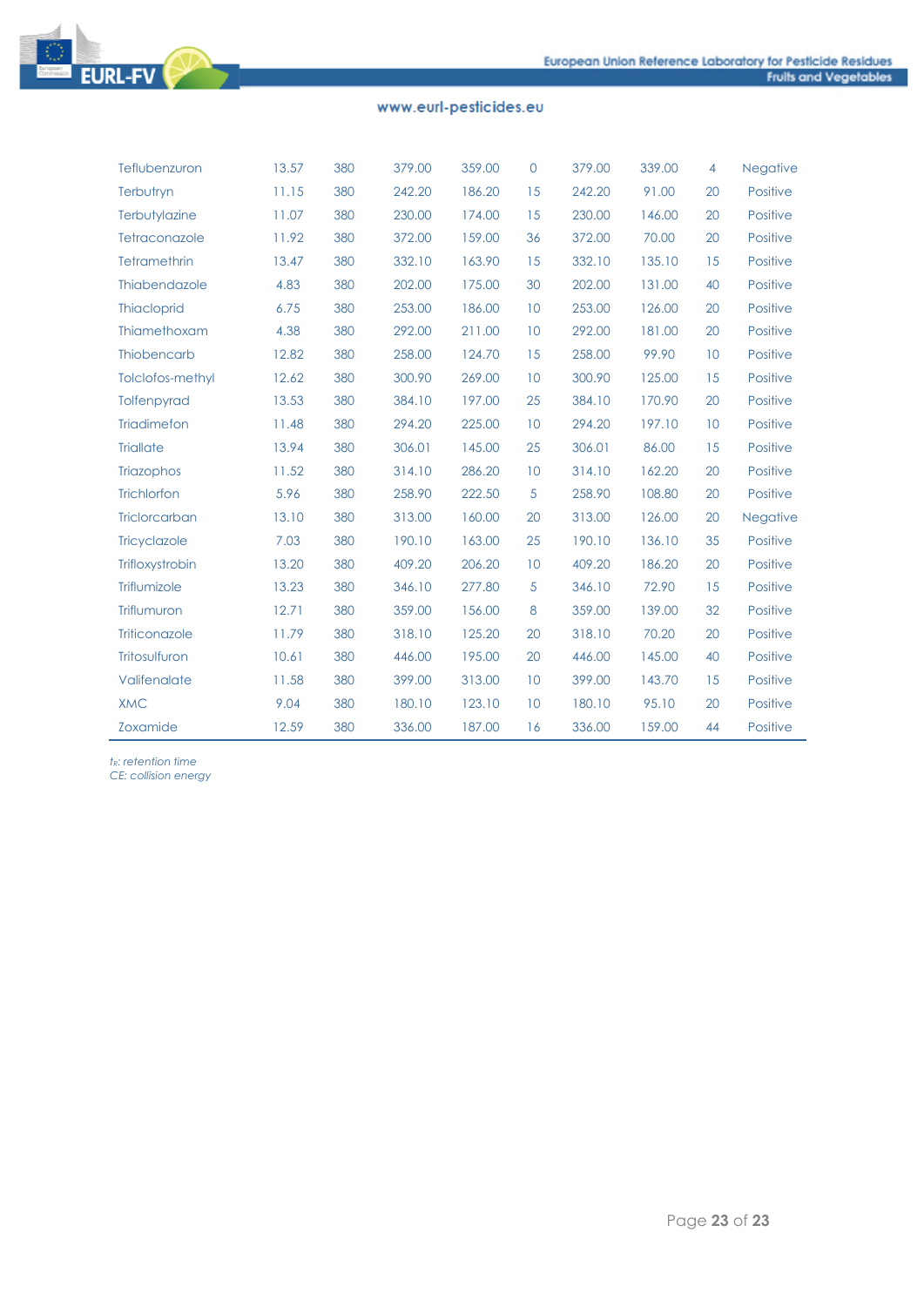| | | | | | | | | | |
|---|---|---|---|---|---|---|---|---|---|
| Teflubenzuron | 13.57 | 380 | 379.00 | 359.00 | 0 | 379.00 | 339.00 | 4 | Negative |
| Terbutryn | 11.15 | 380 | 242.20 | 186.20 | 15 | 242.20 | 91.00 | 20 | Positive |
| Terbutylazine | 11.07 | 380 | 230.00 | 174.00 | 15 | 230.00 | 146.00 | 20 | Positive |
| Tetraconazole | 11.92 | 380 | 372.00 | 159.00 | 36 | 372.00 | 70.00 | 20 | Positive |
| Tetramethrin | 13.47 | 380 | 332.10 | 163.90 | 15 | 332.10 | 135.10 | 15 | Positive |
| Thiabendazole | 4.83 | 380 | 202.00 | 175.00 | 30 | 202.00 | 131.00 | 40 | Positive |
| Thiacloprid | 6.75 | 380 | 253.00 | 186.00 | 10 | 253.00 | 126.00 | 20 | Positive |
| Thiamethoxam | 4.38 | 380 | 292.00 | 211.00 | 10 | 292.00 | 181.00 | 20 | Positive |
| Thiobencarb | 12.82 | 380 | 258.00 | 124.70 | 15 | 258.00 | 99.90 | 10 | Positive |
| Tolclofos-methyl | 12.62 | 380 | 300.90 | 269.00 | 10 | 300.90 | 125.00 | 15 | Positive |
| Tolfenpyrad | 13.53 | 380 | 384.10 | 197.00 | 25 | 384.10 | 170.90 | 20 | Positive |
| Triadimefon | 11.48 | 380 | 294.20 | 225.00 | 10 | 294.20 | 197.10 | 10 | Positive |
| Triallate | 13.94 | 380 | 306.01 | 145.00 | 25 | 306.01 | 86.00 | 15 | Positive |
| Triazophos | 11.52 | 380 | 314.10 | 286.20 | 10 | 314.10 | 162.20 | 20 | Positive |
| Trichlorfon | 5.96 | 380 | 258.90 | 222.50 | 5 | 258.90 | 108.80 | 20 | Positive |
| Triclorcarban | 13.10 | 380 | 313.00 | 160.00 | 20 | 313.00 | 126.00 | 20 | Negative |
| Tricyclazole | 7.03 | 380 | 190.10 | 163.00 | 25 | 190.10 | 136.10 | 35 | Positive |
| Trifloxystrobin | 13.20 | 380 | 409.20 | 206.20 | 10 | 409.20 | 186.20 | 20 | Positive |
| Triflumizole | 13.23 | 380 | 346.10 | 277.80 | 5 | 346.10 | 72.90 | 15 | Positive |
| Triflumuron | 12.71 | 380 | 359.00 | 156.00 | 8 | 359.00 | 139.00 | 32 | Positive |
| Triticonazole | 11.79 | 380 | 318.10 | 125.20 | 20 | 318.10 | 70.20 | 20 | Positive |
| Tritosulfuron | 10.61 | 380 | 446.00 | 195.00 | 20 | 446.00 | 145.00 | 40 | Positive |
| Valifenalate | 11.58 | 380 | 399.00 | 313.00 | 10 | 399.00 | 143.70 | 15 | Positive |
| XMC | 9.04 | 380 | 180.10 | 123.10 | 10 | 180.10 | 95.10 | 20 | Positive |
| Zoxamide | 12.59 | 380 | 336.00 | 187.00 | 16 | 336.00 | 159.00 | 44 | Positive |

*$t_R$: retention time*
*CE: collision energy*